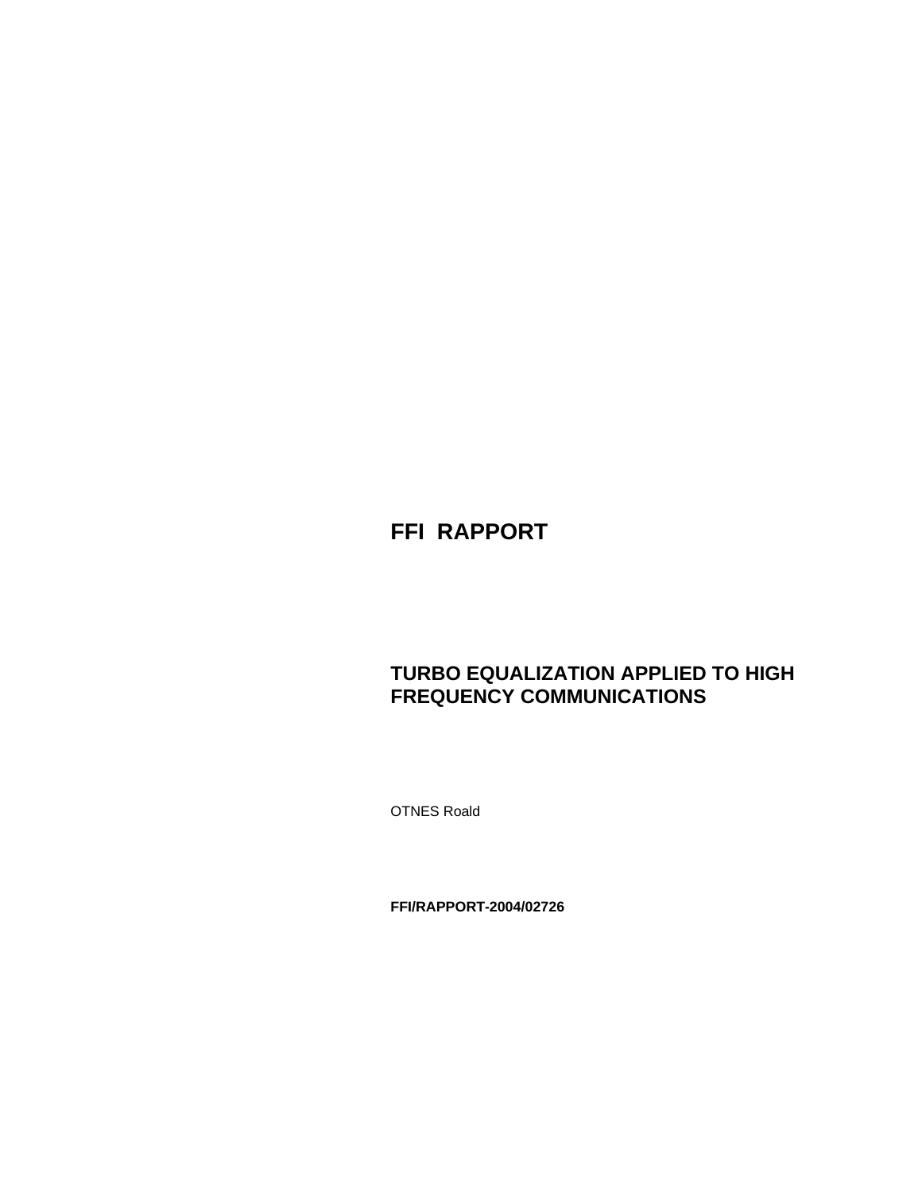# FFI RAPPORT

## TURBO EQUALIZATION APPLIED TO HIGH FREQUENCY COMMUNICATIONS

OTNES Roald

**FFI/RAPPORT-2004/02726**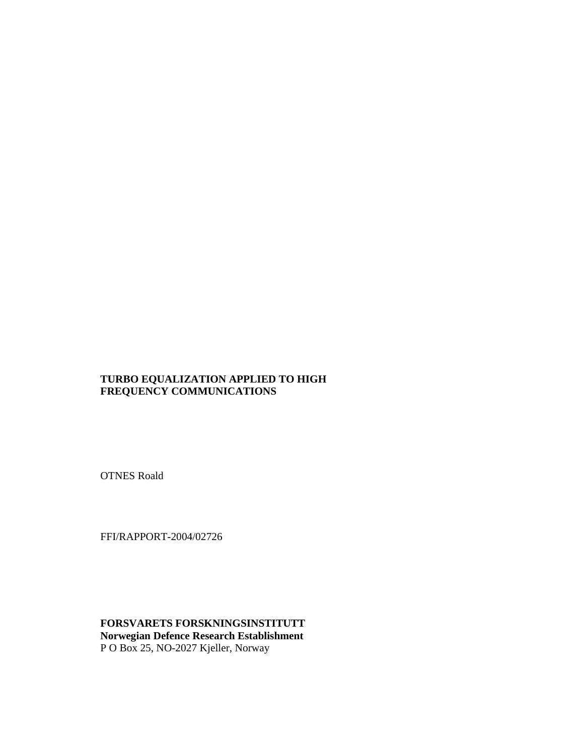**TURBO EQUALIZATION APPLIED TO HIGH FREQUENCY COMMUNICATIONS**

OTNES Roald

FFI/RAPPORT-2004/02726

**FORSVARETS FORSKNINGSINSTITUTT**
**Norwegian Defence Research Establishment**
P O Box 25, NO-2027 Kjeller, Norway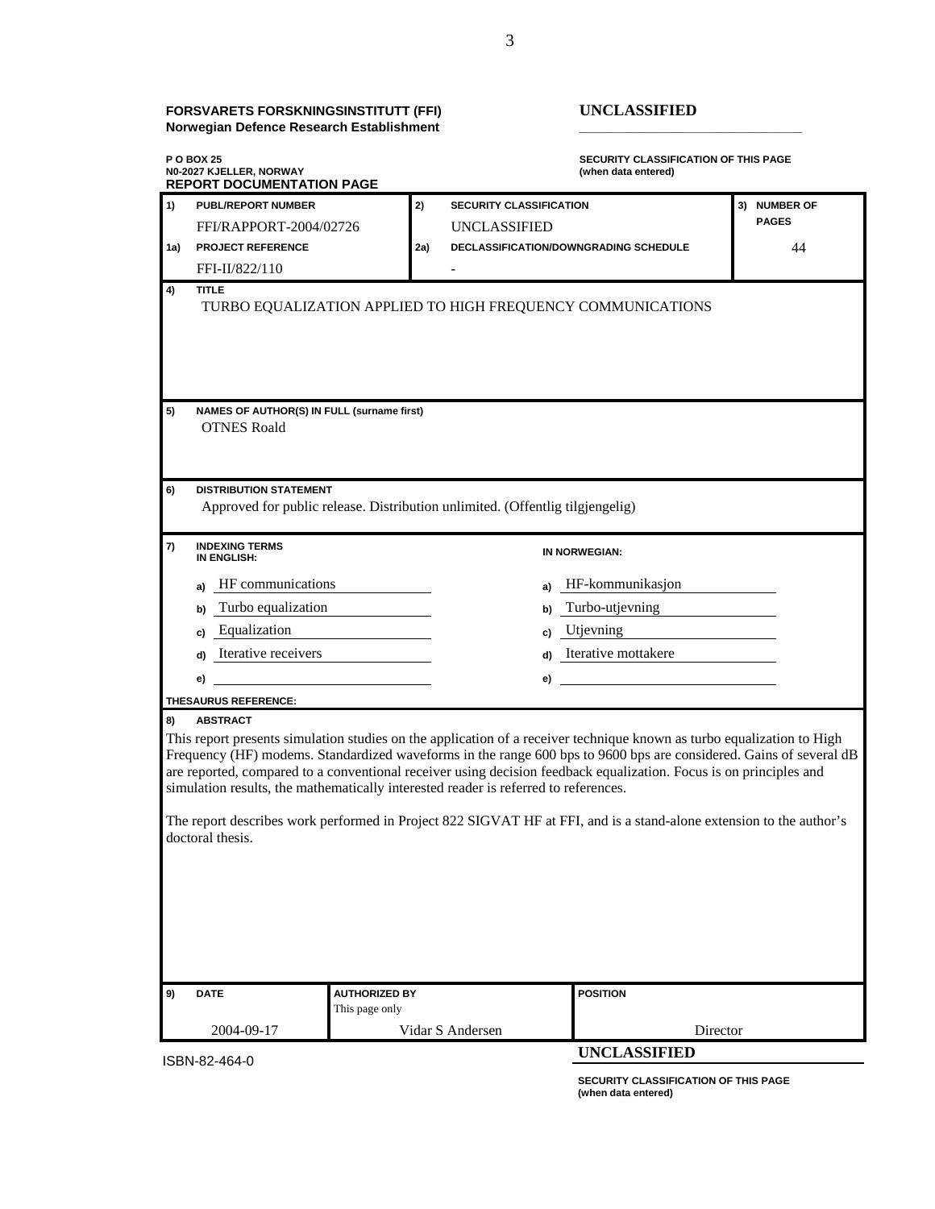**FORSVARETS FORSKNINGSINSTITUTT (FFI)**
**Norwegian Defence Research Establishment**

**UNCLASSIFIED**

**P O BOX 25**
**N0-2027 KJELLER, NORWAY**

**SECURITY CLASSIFICATION OF THIS PAGE**
**(when data entered)**

**REPORT DOCUMENTATION PAGE**

| | | | | |
|---|---|---|---|---|
| **1) PUBL/REPORT NUMBER** | FFI/RAPPORT-2004/02726 | **2) SECURITY CLASSIFICATION** | UNCLASSIFIED | **3) NUMBER OF PAGES** |
| **1a) PROJECT REFERENCE** | FFI-II/822/110 | **2a) DECLASSIFICATION/DOWNGRADING SCHEDULE** | - | 44 |

**4) TITLE**

TURBO EQUALIZATION APPLIED TO HIGH FREQUENCY COMMUNICATIONS

**5) NAMES OF AUTHOR(S) IN FULL (surname first)**

OTNES Roald

**6) DISTRIBUTION STATEMENT**

Approved for public release. Distribution unlimited. (Offentlig tilgjengelig)

**7) INDEXING TERMS**

| IN ENGLISH: | IN NORWEGIAN: |
|---|---|
| a) HF communications | a) HF-kommunikasjon |
| b) Turbo equalization | b) Turbo-utjevning |
| c) Equalization | c) Utjevning |
| d) Iterative receivers | d) Iterative mottakere |
| e) | e) |

**THESAURUS REFERENCE:**

**8) ABSTRACT**

This report presents simulation studies on the application of a receiver technique known as turbo equalization to High Frequency (HF) modems. Standardized waveforms in the range 600 bps to 9600 bps are considered. Gains of several dB are reported, compared to a conventional receiver using decision feedback equalization. Focus is on principles and simulation results, the mathematically interested reader is referred to references.

The report describes work performed in Project 822 SIGVAT HF at FFI, and is a stand-alone extension to the author's doctoral thesis.

| **9) DATE** | **AUTHORIZED BY** This page only | **POSITION** |
|---|---|---|
| 2004-09-17 | Vidar S Andersen | Director |

ISBN-82-464-0

**UNCLASSIFIED**

**SECURITY CLASSIFICATION OF THIS PAGE**
**(when data entered)**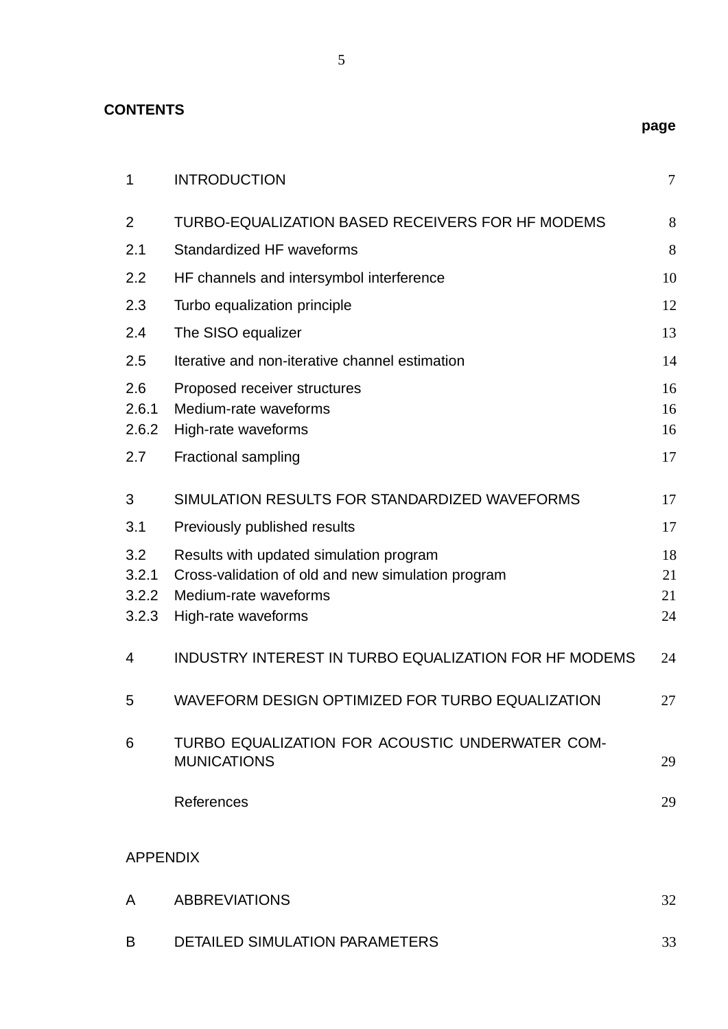## CONTENTS

| | | page |
|---|---|---|
| 1 | INTRODUCTION | 7 |
| 2 | TURBO-EQUALIZATION BASED RECEIVERS FOR HF MODEMS | 8 |
| 2.1 | Standardized HF waveforms | 8 |
| 2.2 | HF channels and intersymbol interference | 10 |
| 2.3 | Turbo equalization principle | 12 |
| 2.4 | The SISO equalizer | 13 |
| 2.5 | Iterative and non-iterative channel estimation | 14 |
| 2.6 | Proposed receiver structures | 16 |
| 2.6.1 | Medium-rate waveforms | 16 |
| 2.6.2 | High-rate waveforms | 16 |
| 2.7 | Fractional sampling | 17 |
| 3 | SIMULATION RESULTS FOR STANDARDIZED WAVEFORMS | 17 |
| 3.1 | Previously published results | 17 |
| 3.2 | Results with updated simulation program | 18 |
| 3.2.1 | Cross-validation of old and new simulation program | 21 |
| 3.2.2 | Medium-rate waveforms | 21 |
| 3.2.3 | High-rate waveforms | 24 |
| 4 | INDUSTRY INTEREST IN TURBO EQUALIZATION FOR HF MODEMS | 24 |
| 5 | WAVEFORM DESIGN OPTIMIZED FOR TURBO EQUALIZATION | 27 |
| 6 | TURBO EQUALIZATION FOR ACOUSTIC UNDERWATER COMMUNICATIONS | 29 |
| | References | 29 |
| | APPENDIX | |
| A | ABBREVIATIONS | 32 |
| B | DETAILED SIMULATION PARAMETERS | 33 |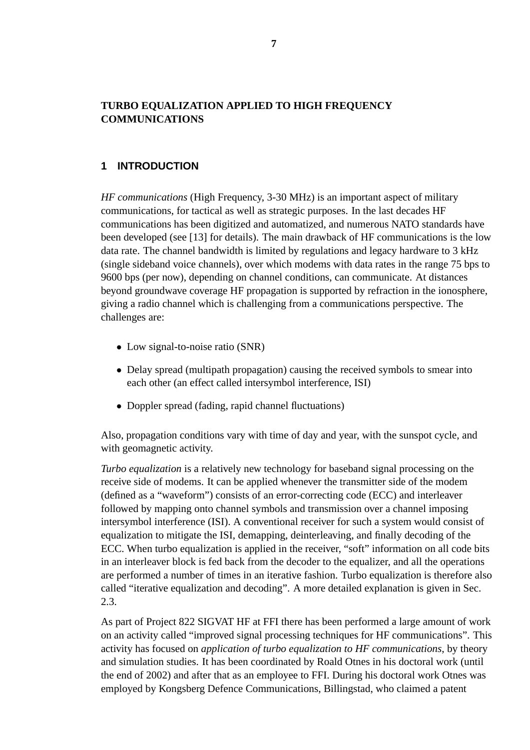**TURBO EQUALIZATION APPLIED TO HIGH FREQUENCY COMMUNICATIONS**

## 1 INTRODUCTION

*HF communications* (High Frequency, 3-30 MHz) is an important aspect of military communications, for tactical as well as strategic purposes. In the last decades HF communications has been digitized and automatized, and numerous NATO standards have been developed (see [13] for details). The main drawback of HF communications is the low data rate. The channel bandwidth is limited by regulations and legacy hardware to 3 kHz (single sideband voice channels), over which modems with data rates in the range 75 bps to 9600 bps (per now), depending on channel conditions, can communicate. At distances beyond groundwave coverage HF propagation is supported by refraction in the ionosphere, giving a radio channel which is challenging from a communications perspective. The challenges are:

- Low signal-to-noise ratio (SNR)
- Delay spread (multipath propagation) causing the received symbols to smear into each other (an effect called intersymbol interference, ISI)
- Doppler spread (fading, rapid channel fluctuations)

Also, propagation conditions vary with time of day and year, with the sunspot cycle, and with geomagnetic activity.

*Turbo equalization* is a relatively new technology for baseband signal processing on the receive side of modems. It can be applied whenever the transmitter side of the modem (defined as a “waveform”) consists of an error-correcting code (ECC) and interleaver followed by mapping onto channel symbols and transmission over a channel imposing intersymbol interference (ISI). A conventional receiver for such a system would consist of equalization to mitigate the ISI, demapping, deinterleaving, and finally decoding of the ECC. When turbo equalization is applied in the receiver, “soft” information on all code bits in an interleaver block is fed back from the decoder to the equalizer, and all the operations are performed a number of times in an iterative fashion. Turbo equalization is therefore also called “iterative equalization and decoding”. A more detailed explanation is given in Sec. 2.3.

As part of Project 822 SIGVAT HF at FFI there has been performed a large amount of work on an activity called “improved signal processing techniques for HF communications”. This activity has focused on *application of turbo equalization to HF communications*, by theory and simulation studies. It has been coordinated by Roald Otnes in his doctoral work (until the end of 2002) and after that as an employee to FFI. During his doctoral work Otnes was employed by Kongsberg Defence Communications, Billingstad, who claimed a patent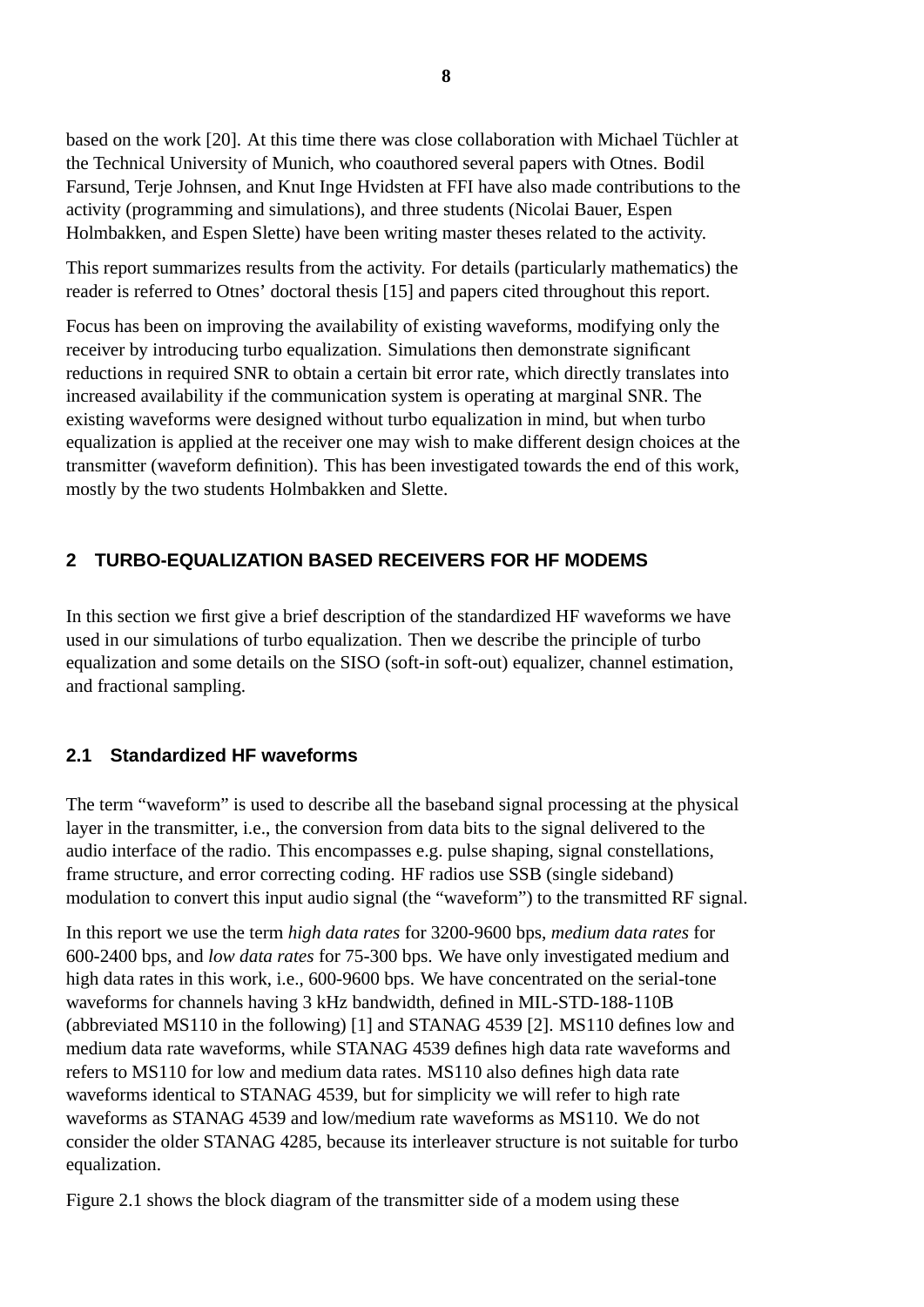based on the work [20]. At this time there was close collaboration with Michael Tüchler at the Technical University of Munich, who coauthored several papers with Otnes. Bodil Farsund, Terje Johnsen, and Knut Inge Hvidsten at FFI have also made contributions to the activity (programming and simulations), and three students (Nicolai Bauer, Espen Holmbakken, and Espen Slette) have been writing master theses related to the activity.

This report summarizes results from the activity. For details (particularly mathematics) the reader is referred to Otnes' doctoral thesis [15] and papers cited throughout this report.

Focus has been on improving the availability of existing waveforms, modifying only the receiver by introducing turbo equalization. Simulations then demonstrate significant reductions in required SNR to obtain a certain bit error rate, which directly translates into increased availability if the communication system is operating at marginal SNR. The existing waveforms were designed without turbo equalization in mind, but when turbo equalization is applied at the receiver one may wish to make different design choices at the transmitter (waveform definition). This has been investigated towards the end of this work, mostly by the two students Holmbakken and Slette.

## 2 TURBO-EQUALIZATION BASED RECEIVERS FOR HF MODEMS

In this section we first give a brief description of the standardized HF waveforms we have used in our simulations of turbo equalization. Then we describe the principle of turbo equalization and some details on the SISO (soft-in soft-out) equalizer, channel estimation, and fractional sampling.

### 2.1 Standardized HF waveforms

The term "waveform" is used to describe all the baseband signal processing at the physical layer in the transmitter, i.e., the conversion from data bits to the signal delivered to the audio interface of the radio. This encompasses e.g. pulse shaping, signal constellations, frame structure, and error correcting coding. HF radios use SSB (single sideband) modulation to convert this input audio signal (the "waveform") to the transmitted RF signal.

In this report we use the term *high data rates* for 3200-9600 bps, *medium data rates* for 600-2400 bps, and *low data rates* for 75-300 bps. We have only investigated medium and high data rates in this work, i.e., 600-9600 bps. We have concentrated on the serial-tone waveforms for channels having 3 kHz bandwidth, defined in MIL-STD-188-110B (abbreviated MS110 in the following) [1] and STANAG 4539 [2]. MS110 defines low and medium data rate waveforms, while STANAG 4539 defines high data rate waveforms and refers to MS110 for low and medium data rates. MS110 also defines high data rate waveforms identical to STANAG 4539, but for simplicity we will refer to high rate waveforms as STANAG 4539 and low/medium rate waveforms as MS110. We do not consider the older STANAG 4285, because its interleaver structure is not suitable for turbo equalization.

Figure 2.1 shows the block diagram of the transmitter side of a modem using these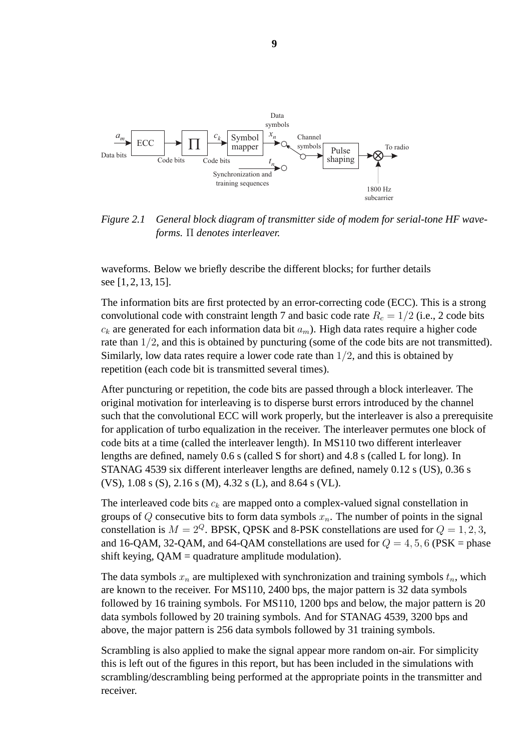*Figure 2.1 General block diagram of transmitter side of modem for serial-tone HF waveforms. $\Pi$ denotes interleaver.*

waveforms. Below we briefly describe the different blocks; for further details see [1, 2, 13, 15].

The information bits are first protected by an error-correcting code (ECC). This is a strong convolutional code with constraint length 7 and basic code rate $R_c = 1/2$ (i.e., 2 code bits $c_k$ are generated for each information data bit $a_m$). High data rates require a higher code rate than $1/2$, and this is obtained by puncturing (some of the code bits are not transmitted). Similarly, low data rates require a lower code rate than $1/2$, and this is obtained by repetition (each code bit is transmitted several times).

After puncturing or repetition, the code bits are passed through a block interleaver. The original motivation for interleaving is to disperse burst errors introduced by the channel such that the convolutional ECC will work properly, but the interleaver is also a prerequisite for application of turbo equalization in the receiver. The interleaver permutes one block of code bits at a time (called the interleaver length). In MS110 two different interleaver lengths are defined, namely 0.6 s (called S for short) and 4.8 s (called L for long). In STANAG 4539 six different interleaver lengths are defined, namely 0.12 s (US), 0.36 s (VS), 1.08 s (S), 2.16 s (M), 4.32 s (L), and 8.64 s (VL).

The interleaved code bits $c_k$ are mapped onto a complex-valued signal constellation in groups of $Q$ consecutive bits to form data symbols $x_n$. The number of points in the signal constellation is $M = 2^Q$. BPSK, QPSK and 8-PSK constellations are used for $Q = 1, 2, 3$, and 16-QAM, 32-QAM, and 64-QAM constellations are used for $Q = 4, 5, 6$ (PSK = phase shift keying, QAM = quadrature amplitude modulation).

The data symbols $x_n$ are multiplexed with synchronization and training symbols $t_n$, which are known to the receiver. For MS110, 2400 bps, the major pattern is 32 data symbols followed by 16 training symbols. For MS110, 1200 bps and below, the major pattern is 20 data symbols followed by 20 training symbols. And for STANAG 4539, 3200 bps and above, the major pattern is 256 data symbols followed by 31 training symbols.

Scrambling is also applied to make the signal appear more random on-air. For simplicity this is left out of the figures in this report, but has been included in the simulations with scrambling/descrambling being performed at the appropriate points in the transmitter and receiver.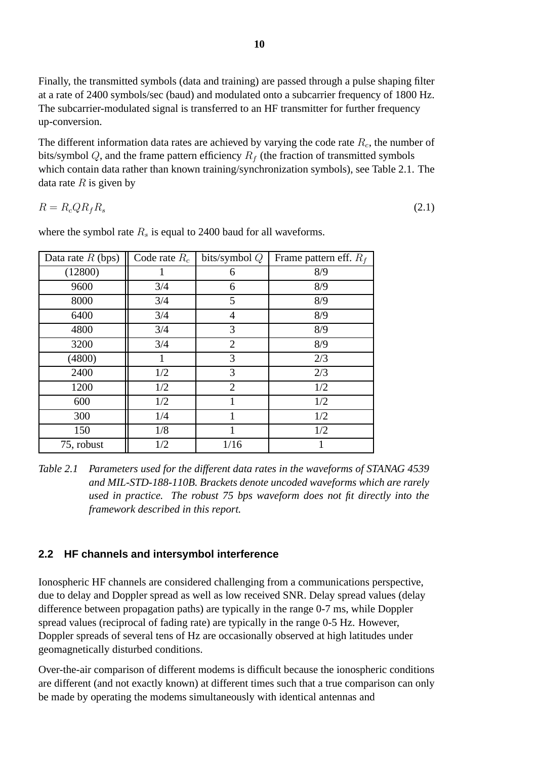Finally, the transmitted symbols (data and training) are passed through a pulse shaping filter at a rate of 2400 symbols/sec (baud) and modulated onto a subcarrier frequency of 1800 Hz. The subcarrier-modulated signal is transferred to an HF transmitter for further frequency up-conversion.

The different information data rates are achieved by varying the code rate $R_c$, the number of bits/symbol $Q$, and the frame pattern efficiency $R_f$ (the fraction of transmitted symbols which contain data rather than known training/synchronization symbols), see Table 2.1. The data rate $R$ is given by

$$R = R_c Q R_f R_s \tag{2.1}$$

where the symbol rate $R_s$ is equal to 2400 baud for all waveforms.

| Data rate $R$ (bps) | Code rate $R_c$ | bits/symbol $Q$ | Frame pattern eff. $R_f$ |
|---|---|---|---|
| (12800) | 1 | 6 | 8/9 |
| 9600 | 3/4 | 6 | 8/9 |
| 8000 | 3/4 | 5 | 8/9 |
| 6400 | 3/4 | 4 | 8/9 |
| 4800 | 3/4 | 3 | 8/9 |
| 3200 | 3/4 | 2 | 8/9 |
| (4800) | 1 | 3 | 2/3 |
| 2400 | 1/2 | 3 | 2/3 |
| 1200 | 1/2 | 2 | 1/2 |
| 600 | 1/2 | 1 | 1/2 |
| 300 | 1/4 | 1 | 1/2 |
| 150 | 1/8 | 1 | 1/2 |
| 75, robust | 1/2 | 1/16 | 1 |

*Table 2.1 Parameters used for the different data rates in the waveforms of STANAG 4539 and MIL-STD-188-110B. Brackets denote uncoded waveforms which are rarely used in practice. The robust 75 bps waveform does not fit directly into the framework described in this report.*

## 2.2 HF channels and intersymbol interference

Ionospheric HF channels are considered challenging from a communications perspective, due to delay and Doppler spread as well as low received SNR. Delay spread values (delay difference between propagation paths) are typically in the range 0-7 ms, while Doppler spread values (reciprocal of fading rate) are typically in the range 0-5 Hz. However, Doppler spreads of several tens of Hz are occasionally observed at high latitudes under geomagnetically disturbed conditions.

Over-the-air comparison of different modems is difficult because the ionospheric conditions are different (and not exactly known) at different times such that a true comparison can only be made by operating the modems simultaneously with identical antennas and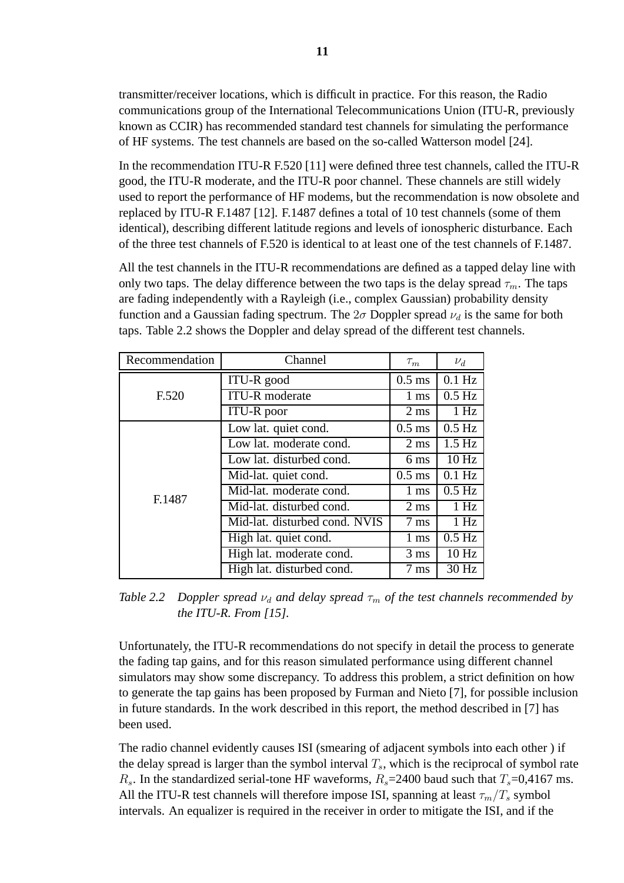transmitter/receiver locations, which is difficult in practice. For this reason, the Radio communications group of the International Telecommunications Union (ITU-R, previously known as CCIR) has recommended standard test channels for simulating the performance of HF systems. The test channels are based on the so-called Watterson model [24].

In the recommendation ITU-R F.520 [11] were defined three test channels, called the ITU-R good, the ITU-R moderate, and the ITU-R poor channel. These channels are still widely used to report the performance of HF modems, but the recommendation is now obsolete and replaced by ITU-R F.1487 [12]. F.1487 defines a total of 10 test channels (some of them identical), describing different latitude regions and levels of ionospheric disturbance. Each of the three test channels of F.520 is identical to at least one of the test channels of F.1487.

All the test channels in the ITU-R recommendations are defined as a tapped delay line with only two taps. The delay difference between the two taps is the delay spread $\tau_m$. The taps are fading independently with a Rayleigh (i.e., complex Gaussian) probability density function and a Gaussian fading spectrum. The $2\sigma$ Doppler spread $\nu_d$ is the same for both taps. Table 2.2 shows the Doppler and delay spread of the different test channels.

| Recommendation | Channel | $\tau_m$ | $\nu_d$ |
|---|---|---|---|
| F.520 | ITU-R good | 0.5 ms | 0.1 Hz |
| | ITU-R moderate | 1 ms | 0.5 Hz |
| | ITU-R poor | 2 ms | 1 Hz |
| F.1487 | Low lat. quiet cond. | 0.5 ms | 0.5 Hz |
| | Low lat. moderate cond. | 2 ms | 1.5 Hz |
| | Low lat. disturbed cond. | 6 ms | 10 Hz |
| | Mid-lat. quiet cond. | 0.5 ms | 0.1 Hz |
| | Mid-lat. moderate cond. | 1 ms | 0.5 Hz |
| | Mid-lat. disturbed cond. | 2 ms | 1 Hz |
| | Mid-lat. disturbed cond. NVIS | 7 ms | 1 Hz |
| | High lat. quiet cond. | 1 ms | 0.5 Hz |
| | High lat. moderate cond. | 3 ms | 10 Hz |
| | High lat. disturbed cond. | 7 ms | 30 Hz |

*Table 2.2 Doppler spread $\nu_d$ and delay spread $\tau_m$ of the test channels recommended by the ITU-R. From [15].*

Unfortunately, the ITU-R recommendations do not specify in detail the process to generate the fading tap gains, and for this reason simulated performance using different channel simulators may show some discrepancy. To address this problem, a strict definition on how to generate the tap gains has been proposed by Furman and Nieto [7], for possible inclusion in future standards. In the work described in this report, the method described in [7] has been used.

The radio channel evidently causes ISI (smearing of adjacent symbols into each other ) if the delay spread is larger than the symbol interval $T_s$, which is the reciprocal of symbol rate $R_s$. In the standardized serial-tone HF waveforms, $R_s$=2400 baud such that $T_s$=0,4167 ms. All the ITU-R test channels will therefore impose ISI, spanning at least $\tau_m/T_s$ symbol intervals. An equalizer is required in the receiver in order to mitigate the ISI, and if the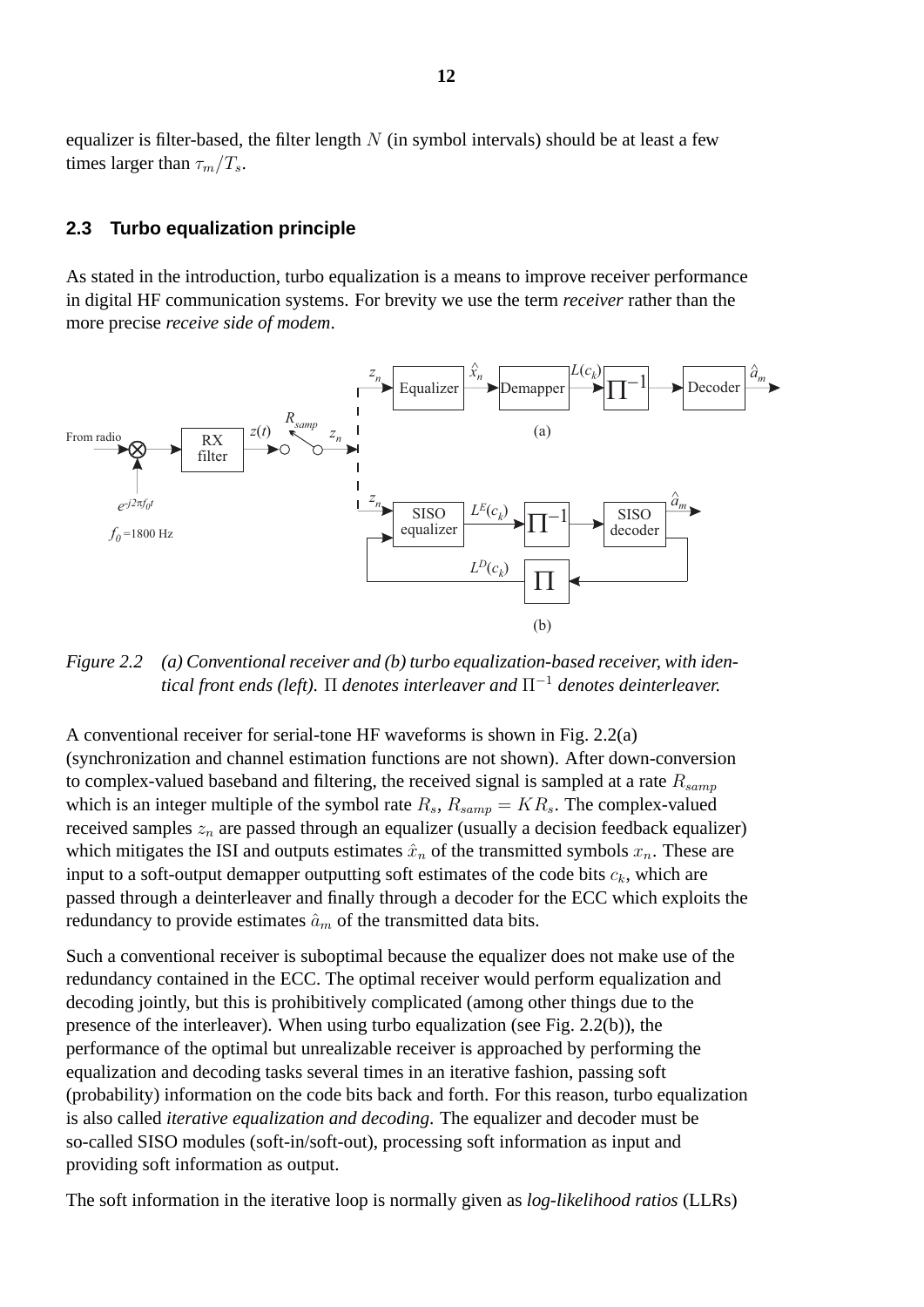equalizer is filter-based, the filter length $N$ (in symbol intervals) should be at least a few times larger than $\tau_m/T_s$.

### 2.3 Turbo equalization principle

As stated in the introduction, turbo equalization is a means to improve receiver performance in digital HF communication systems. For brevity we use the term *receiver* rather than the more precise *receive side of modem*.

*Figure 2.2 (a) Conventional receiver and (b) turbo equalization-based receiver, with identical front ends (left).* $\Pi$ *denotes interleaver and* $\Pi^{-1}$ *denotes deinterleaver.*

A conventional receiver for serial-tone HF waveforms is shown in Fig. 2.2(a) (synchronization and channel estimation functions are not shown). After down-conversion to complex-valued baseband and filtering, the received signal is sampled at a rate $R_{samp}$ which is an integer multiple of the symbol rate $R_s$, $R_{samp} = KR_s$. The complex-valued received samples $z_n$ are passed through an equalizer (usually a decision feedback equalizer) which mitigates the ISI and outputs estimates $\hat{x}_n$ of the transmitted symbols $x_n$. These are input to a soft-output demapper outputting soft estimates of the code bits $c_k$, which are passed through a deinterleaver and finally through a decoder for the ECC which exploits the redundancy to provide estimates $\hat{a}_m$ of the transmitted data bits.

Such a conventional receiver is suboptimal because the equalizer does not make use of the redundancy contained in the ECC. The optimal receiver would perform equalization and decoding jointly, but this is prohibitively complicated (among other things due to the presence of the interleaver). When using turbo equalization (see Fig. 2.2(b)), the performance of the optimal but unrealizable receiver is approached by performing the equalization and decoding tasks several times in an iterative fashion, passing soft (probability) information on the code bits back and forth. For this reason, turbo equalization is also called *iterative equalization and decoding*. The equalizer and decoder must be so-called SISO modules (soft-in/soft-out), processing soft information as input and providing soft information as output.

The soft information in the iterative loop is normally given as *log-likelihood ratios* (LLRs)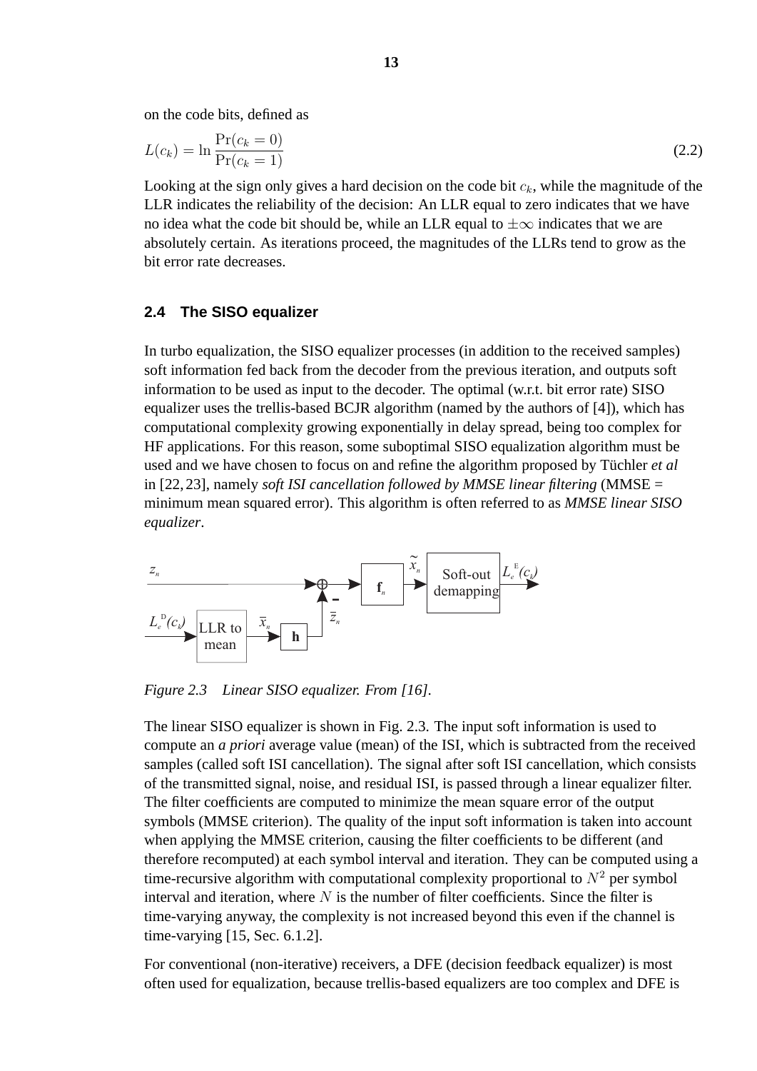on the code bits, defined as

$$L(c_k) = \ln \frac{\Pr(c_k = 0)}{\Pr(c_k = 1)} \tag{2.2}$$

Looking at the sign only gives a hard decision on the code bit $c_k$, while the magnitude of the LLR indicates the reliability of the decision: An LLR equal to zero indicates that we have no idea what the code bit should be, while an LLR equal to $\pm\infty$ indicates that we are absolutely certain. As iterations proceed, the magnitudes of the LLRs tend to grow as the bit error rate decreases.

## 2.4 The SISO equalizer

In turbo equalization, the SISO equalizer processes (in addition to the received samples) soft information fed back from the decoder from the previous iteration, and outputs soft information to be used as input to the decoder. The optimal (w.r.t. bit error rate) SISO equalizer uses the trellis-based BCJR algorithm (named by the authors of [4]), which has computational complexity growing exponentially in delay spread, being too complex for HF applications. For this reason, some suboptimal SISO equalization algorithm must be used and we have chosen to focus on and refine the algorithm proposed by Tüchler *et al* in [22, 23], namely *soft ISI cancellation followed by MMSE linear filtering* (MMSE = minimum mean squared error). This algorithm is often referred to as *MMSE linear SISO equalizer*.

*Figure 2.3 Linear SISO equalizer. From [16].*

The linear SISO equalizer is shown in Fig. 2.3. The input soft information is used to compute an *a priori* average value (mean) of the ISI, which is subtracted from the received samples (called soft ISI cancellation). The signal after soft ISI cancellation, which consists of the transmitted signal, noise, and residual ISI, is passed through a linear equalizer filter. The filter coefficients are computed to minimize the mean square error of the output symbols (MMSE criterion). The quality of the input soft information is taken into account when applying the MMSE criterion, causing the filter coefficients to be different (and therefore recomputed) at each symbol interval and iteration. They can be computed using a time-recursive algorithm with computational complexity proportional to $N^2$ per symbol interval and iteration, where $N$ is the number of filter coefficients. Since the filter is time-varying anyway, the complexity is not increased beyond this even if the channel is time-varying [15, Sec. 6.1.2].

For conventional (non-iterative) receivers, a DFE (decision feedback equalizer) is most often used for equalization, because trellis-based equalizers are too complex and DFE is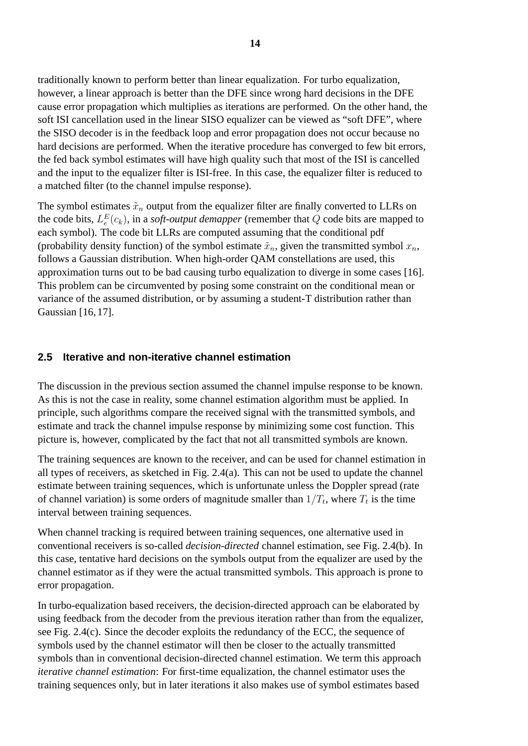traditionally known to perform better than linear equalization. For turbo equalization, however, a linear approach is better than the DFE since wrong hard decisions in the DFE cause error propagation which multiplies as iterations are performed. On the other hand, the soft ISI cancellation used in the linear SISO equalizer can be viewed as "soft DFE", where the SISO decoder is in the feedback loop and error propagation does not occur because no hard decisions are performed. When the iterative procedure has converged to few bit errors, the fed back symbol estimates will have high quality such that most of the ISI is cancelled and the input to the equalizer filter is ISI-free. In this case, the equalizer filter is reduced to a matched filter (to the channel impulse response).

The symbol estimates $\tilde{x}_n$ output from the equalizer filter are finally converted to LLRs on the code bits, $L_e^E(c_k)$, in a ***soft-output demapper*** (remember that $Q$ code bits are mapped to each symbol). The code bit LLRs are computed assuming that the conditional pdf (probability density function) of the symbol estimate $\tilde{x}_n$, given the transmitted symbol $x_n$, follows a Gaussian distribution. When high-order QAM constellations are used, this approximation turns out to be bad causing turbo equalization to diverge in some cases [16]. This problem can be circumvented by posing some constraint on the conditional mean or variance of the assumed distribution, or by assuming a student-T distribution rather than Gaussian [16, 17].

## 2.5 Iterative and non-iterative channel estimation

The discussion in the previous section assumed the channel impulse response to be known. As this is not the case in reality, some channel estimation algorithm must be applied. In principle, such algorithms compare the received signal with the transmitted symbols, and estimate and track the channel impulse response by minimizing some cost function. This picture is, however, complicated by the fact that not all transmitted symbols are known.

The training sequences are known to the receiver, and can be used for channel estimation in all types of receivers, as sketched in Fig. 2.4(a). This can not be used to update the channel estimate between training sequences, which is unfortunate unless the Doppler spread (rate of channel variation) is some orders of magnitude smaller than $1/T_t$, where $T_t$ is the time interval between training sequences.

When channel tracking is required between training sequences, one alternative used in conventional receivers is so-called *decision-directed* channel estimation, see Fig. 2.4(b). In this case, tentative hard decisions on the symbols output from the equalizer are used by the channel estimator as if they were the actual transmitted symbols. This approach is prone to error propagation.

In turbo-equalization based receivers, the decision-directed approach can be elaborated by using feedback from the decoder from the previous iteration rather than from the equalizer, see Fig. 2.4(c). Since the decoder exploits the redundancy of the ECC, the sequence of symbols used by the channel estimator will then be closer to the actually transmitted symbols than in conventional decision-directed channel estimation. We term this approach *iterative channel estimation*: For first-time equalization, the channel estimator uses the training sequences only, but in later iterations it also makes use of symbol estimates based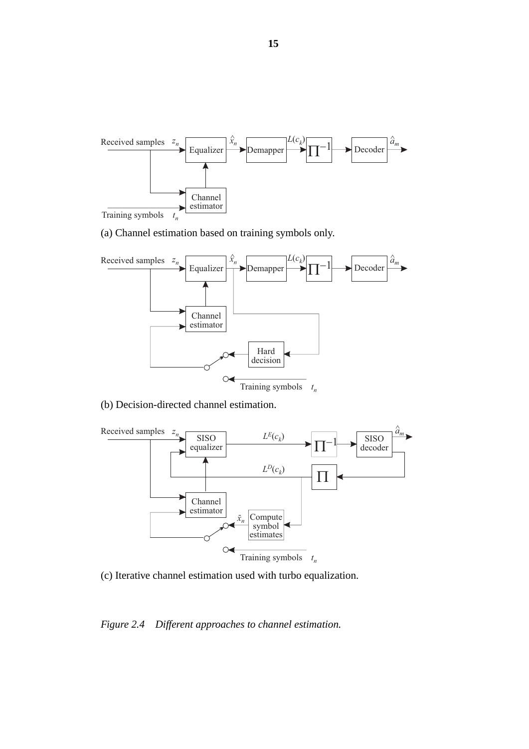(a) Channel estimation based on training symbols only.

(b) Decision-directed channel estimation.

(c) Iterative channel estimation used with turbo equalization.

*Figure 2.4    Different approaches to channel estimation.*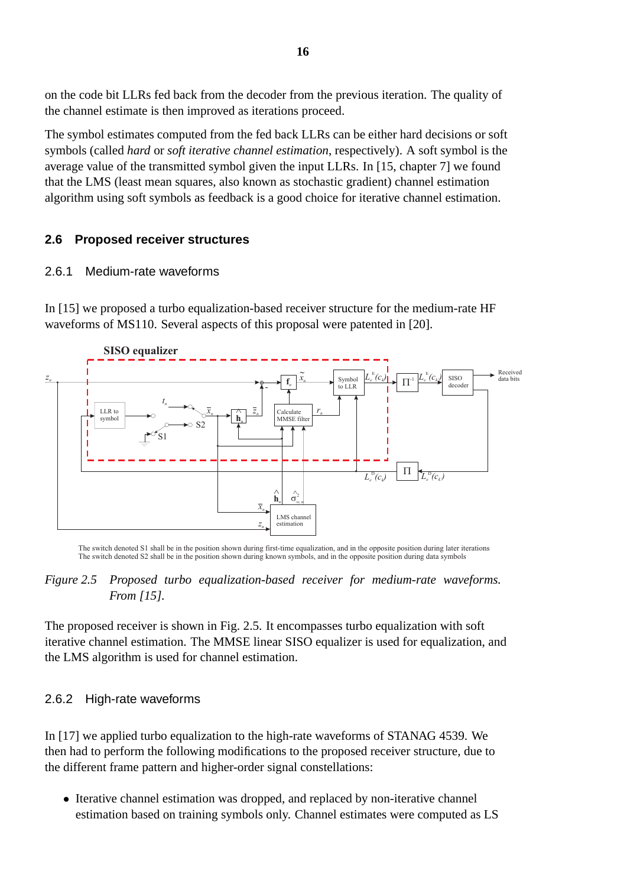on the code bit LLRs fed back from the decoder from the previous iteration. The quality of the channel estimate is then improved as iterations proceed.

The symbol estimates computed from the fed back LLRs can be either hard decisions or soft symbols (called *hard* or *soft iterative channel estimation*, respectively). A soft symbol is the average value of the transmitted symbol given the input LLRs. In [15, chapter 7] we found that the LMS (least mean squares, also known as stochastic gradient) channel estimation algorithm using soft symbols as feedback is a good choice for iterative channel estimation.

## 2.6 Proposed receiver structures

### 2.6.1 Medium-rate waveforms

In [15] we proposed a turbo equalization-based receiver structure for the medium-rate HF waveforms of MS110. Several aspects of this proposal were patented in [20].

The switch denoted S1 shall be in the position shown during first-time equalization, and in the opposite position during later iterations
The switch denoted S2 shall be in the position shown during known symbols, and in the opposite position during data symbols

*Figure 2.5 Proposed turbo equalization-based receiver for medium-rate waveforms. From [15].*

The proposed receiver is shown in Fig. 2.5. It encompasses turbo equalization with soft iterative channel estimation. The MMSE linear SISO equalizer is used for equalization, and the LMS algorithm is used for channel estimation.

### 2.6.2 High-rate waveforms

In [17] we applied turbo equalization to the high-rate waveforms of STANAG 4539. We then had to perform the following modifications to the proposed receiver structure, due to the different frame pattern and higher-order signal constellations:

- Iterative channel estimation was dropped, and replaced by non-iterative channel estimation based on training symbols only. Channel estimates were computed as LS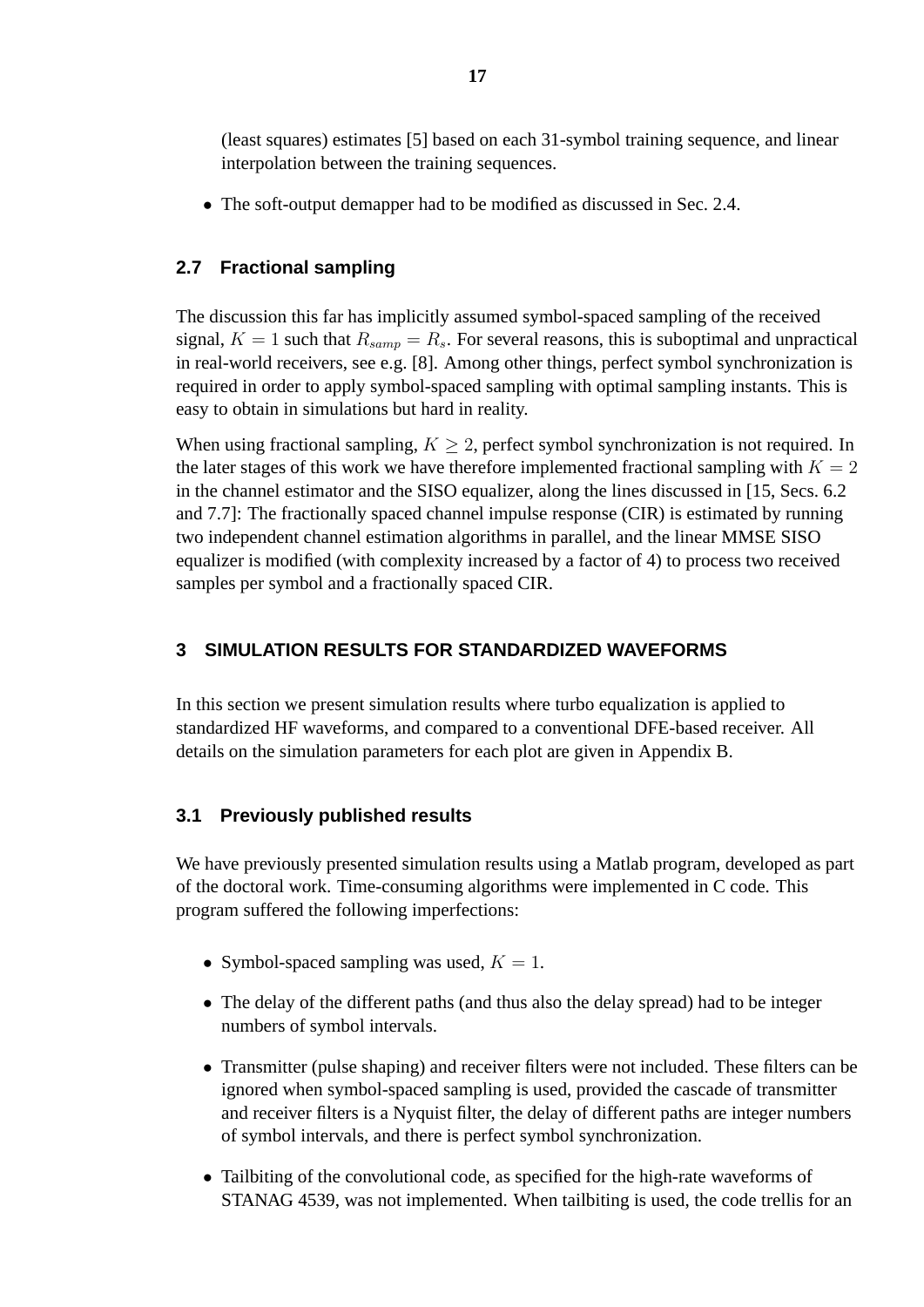(least squares) estimates [5] based on each 31-symbol training sequence, and linear interpolation between the training sequences.

- The soft-output demapper had to be modified as discussed in Sec. 2.4.

### 2.7 Fractional sampling

The discussion this far has implicitly assumed symbol-spaced sampling of the received signal, $K = 1$ such that $R_{samp} = R_s$. For several reasons, this is suboptimal and unpractical in real-world receivers, see e.g. [8]. Among other things, perfect symbol synchronization is required in order to apply symbol-spaced sampling with optimal sampling instants. This is easy to obtain in simulations but hard in reality.

When using fractional sampling, $K \geq 2$, perfect symbol synchronization is not required. In the later stages of this work we have therefore implemented fractional sampling with $K = 2$ in the channel estimator and the SISO equalizer, along the lines discussed in [15, Secs. 6.2 and 7.7]: The fractionally spaced channel impulse response (CIR) is estimated by running two independent channel estimation algorithms in parallel, and the linear MMSE SISO equalizer is modified (with complexity increased by a factor of 4) to process two received samples per symbol and a fractionally spaced CIR.

## 3 SIMULATION RESULTS FOR STANDARDIZED WAVEFORMS

In this section we present simulation results where turbo equalization is applied to standardized HF waveforms, and compared to a conventional DFE-based receiver. All details on the simulation parameters for each plot are given in Appendix B.

### 3.1 Previously published results

We have previously presented simulation results using a Matlab program, developed as part of the doctoral work. Time-consuming algorithms were implemented in C code. This program suffered the following imperfections:

- Symbol-spaced sampling was used, $K = 1$.
- The delay of the different paths (and thus also the delay spread) had to be integer numbers of symbol intervals.
- Transmitter (pulse shaping) and receiver filters were not included. These filters can be ignored when symbol-spaced sampling is used, provided the cascade of transmitter and receiver filters is a Nyquist filter, the delay of different paths are integer numbers of symbol intervals, and there is perfect symbol synchronization.
- Tailbiting of the convolutional code, as specified for the high-rate waveforms of STANAG 4539, was not implemented. When tailbiting is used, the code trellis for an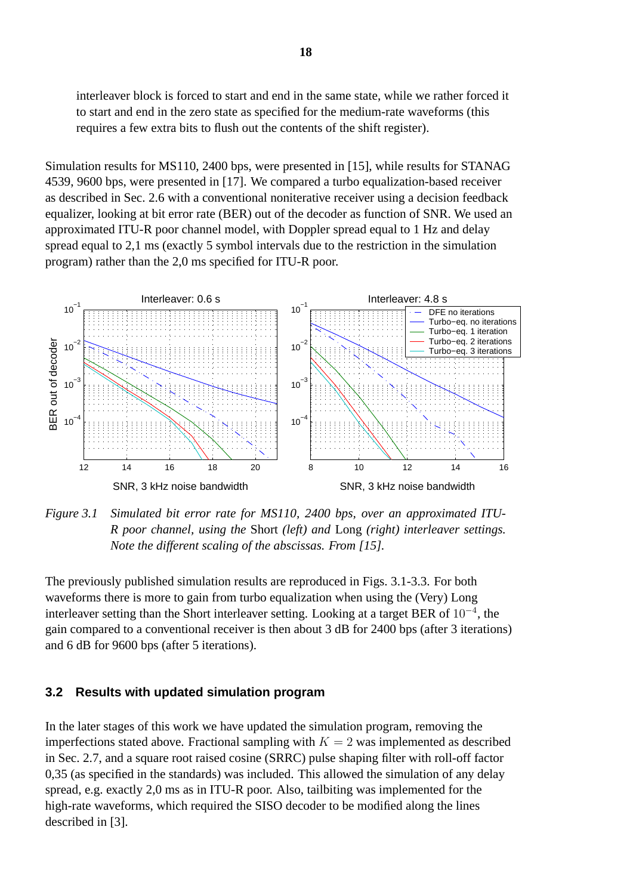interleaver block is forced to start and end in the same state, while we rather forced it to start and end in the zero state as specified for the medium-rate waveforms (this requires a few extra bits to flush out the contents of the shift register).

Simulation results for MS110, 2400 bps, were presented in [15], while results for STANAG 4539, 9600 bps, were presented in [17]. We compared a turbo equalization-based receiver as described in Sec. 2.6 with a conventional noniterative receiver using a decision feedback equalizer, looking at bit error rate (BER) out of the decoder as function of SNR. We used an approximated ITU-R poor channel model, with Doppler spread equal to 1 Hz and delay spread equal to 2,1 ms (exactly 5 symbol intervals due to the restriction in the simulation program) rather than the 2,0 ms specified for ITU-R poor.

*Figure 3.1 Simulated bit error rate for MS110, 2400 bps, over an approximated ITU-R poor channel, using the* Short *(left) and* Long *(right) interleaver settings. Note the different scaling of the abscissas. From [15].*

The previously published simulation results are reproduced in Figs. 3.1-3.3. For both waveforms there is more to gain from turbo equalization when using the (Very) Long interleaver setting than the Short interleaver setting. Looking at a target BER of $10^{-4}$, the gain compared to a conventional receiver is then about 3 dB for 2400 bps (after 3 iterations) and 6 dB for 9600 bps (after 5 iterations).

## 3.2 Results with updated simulation program

In the later stages of this work we have updated the simulation program, removing the imperfections stated above. Fractional sampling with $K = 2$ was implemented as described in Sec. 2.7, and a square root raised cosine (SRRC) pulse shaping filter with roll-off factor 0,35 (as specified in the standards) was included. This allowed the simulation of any delay spread, e.g. exactly 2,0 ms as in ITU-R poor. Also, tailbiting was implemented for the high-rate waveforms, which required the SISO decoder to be modified along the lines described in [3].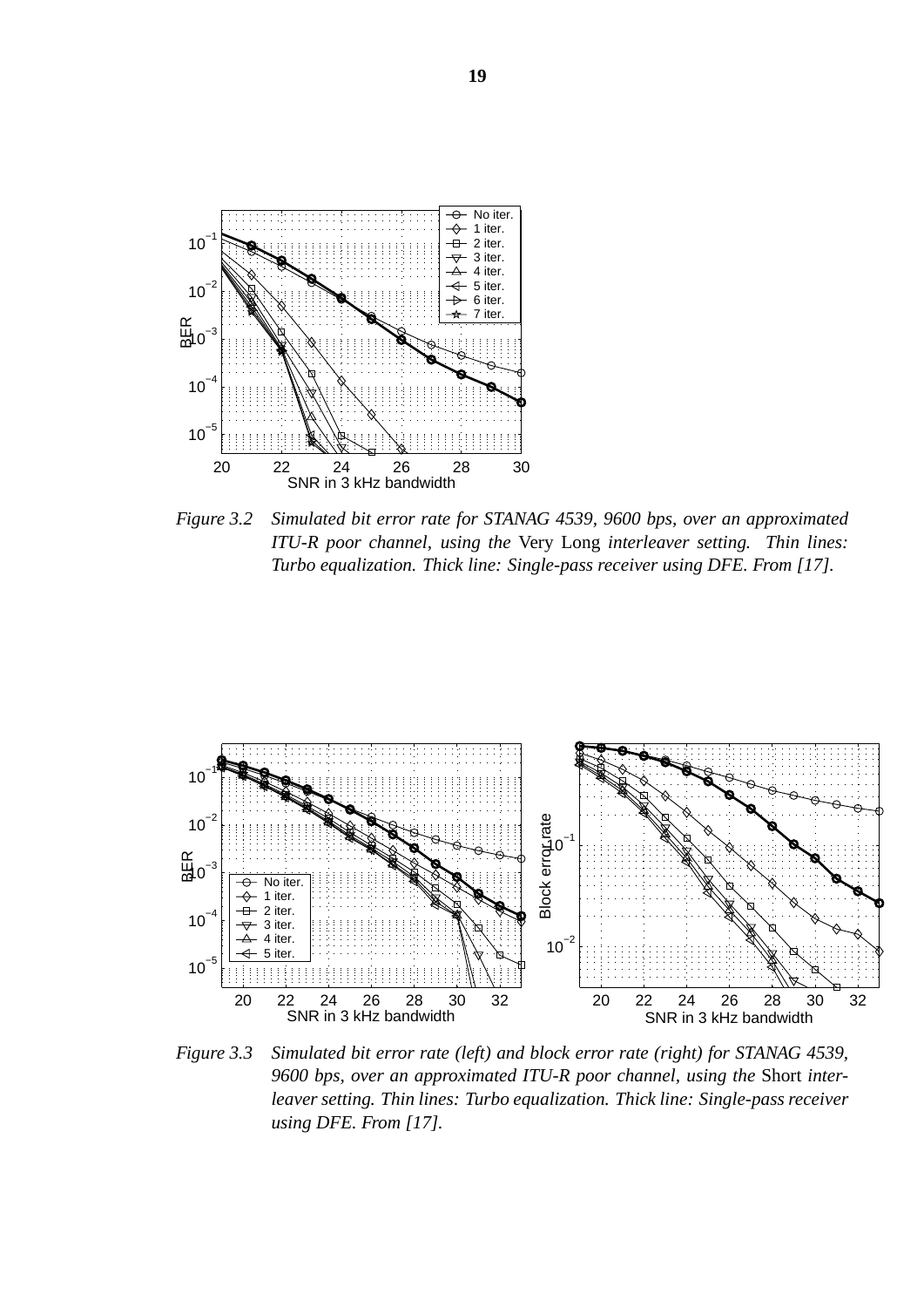*Figure 3.2 Simulated bit error rate for STANAG 4539, 9600 bps, over an approximated ITU-R poor channel, using the* Very Long *interleaver setting. Thin lines: Turbo equalization. Thick line: Single-pass receiver using DFE. From [17].*

*Figure 3.3 Simulated bit error rate (left) and block error rate (right) for STANAG 4539, 9600 bps, over an approximated ITU-R poor channel, using the* Short *interleaver setting. Thin lines: Turbo equalization. Thick line: Single-pass receiver using DFE. From [17].*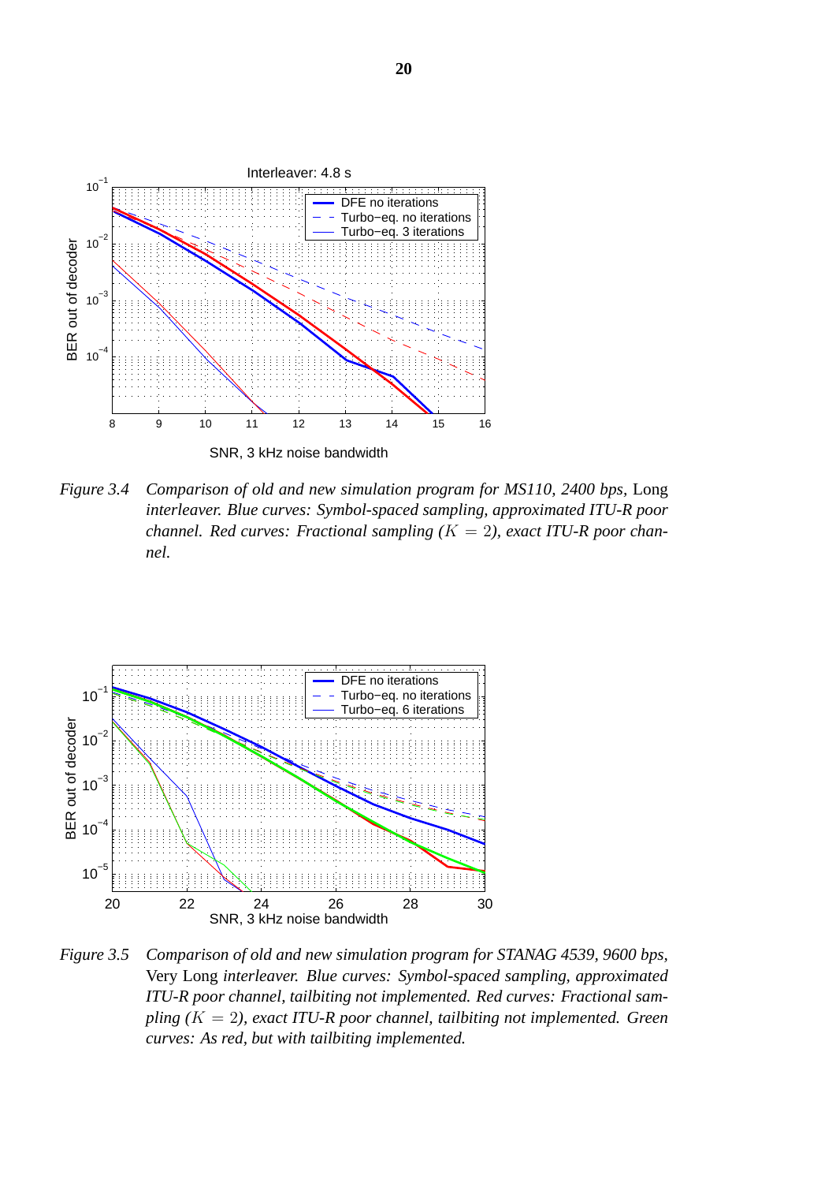*Figure 3.4 Comparison of old and new simulation program for MS110, 2400 bps,* Long *interleaver. Blue curves: Symbol-spaced sampling, approximated ITU-R poor channel. Red curves: Fractional sampling ($K = 2$), exact ITU-R poor channel.*

*Figure 3.5 Comparison of old and new simulation program for STANAG 4539, 9600 bps,* Very Long *interleaver. Blue curves: Symbol-spaced sampling, approximated ITU-R poor channel, tailbiting not implemented. Red curves: Fractional sampling ($K = 2$), exact ITU-R poor channel, tailbiting not implemented. Green curves: As red, but with tailbiting implemented.*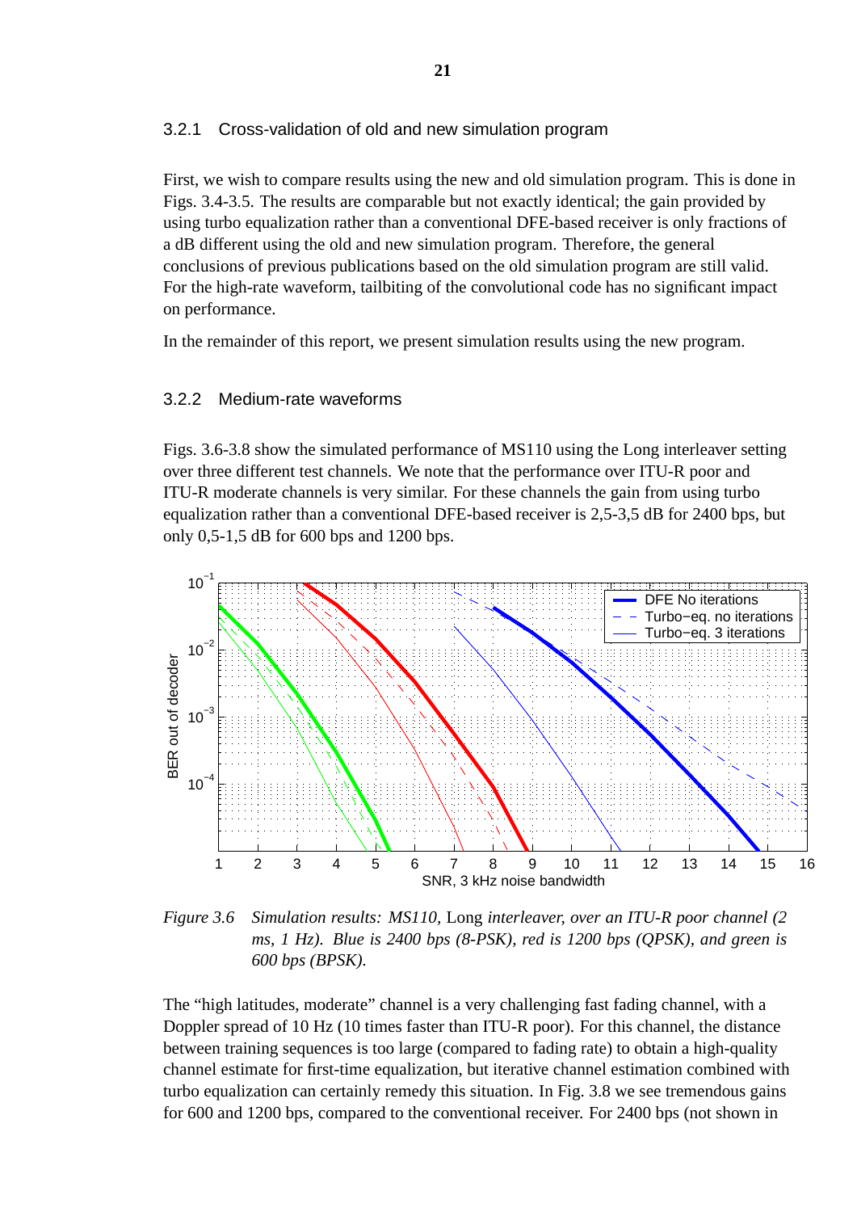### 3.2.1 Cross-validation of old and new simulation program

First, we wish to compare results using the new and old simulation program. This is done in Figs. 3.4-3.5. The results are comparable but not exactly identical; the gain provided by using turbo equalization rather than a conventional DFE-based receiver is only fractions of a dB different using the old and new simulation program. Therefore, the general conclusions of previous publications based on the old simulation program are still valid. For the high-rate waveform, tailbiting of the convolutional code has no significant impact on performance.

In the remainder of this report, we present simulation results using the new program.

### 3.2.2 Medium-rate waveforms

Figs. 3.6-3.8 show the simulated performance of MS110 using the Long interleaver setting over three different test channels. We note that the performance over ITU-R poor and ITU-R moderate channels is very similar. For these channels the gain from using turbo equalization rather than a conventional DFE-based receiver is 2,5-3,5 dB for 2400 bps, but only 0,5-1,5 dB for 600 bps and 1200 bps.

*Figure 3.6 Simulation results: MS110,* Long *interleaver, over an ITU-R poor channel (2 ms, 1 Hz). Blue is 2400 bps (8-PSK), red is 1200 bps (QPSK), and green is 600 bps (BPSK).*

The "high latitudes, moderate" channel is a very challenging fast fading channel, with a Doppler spread of 10 Hz (10 times faster than ITU-R poor). For this channel, the distance between training sequences is too large (compared to fading rate) to obtain a high-quality channel estimate for first-time equalization, but iterative channel estimation combined with turbo equalization can certainly remedy this situation. In Fig. 3.8 we see tremendous gains for 600 and 1200 bps, compared to the conventional receiver. For 2400 bps (not shown in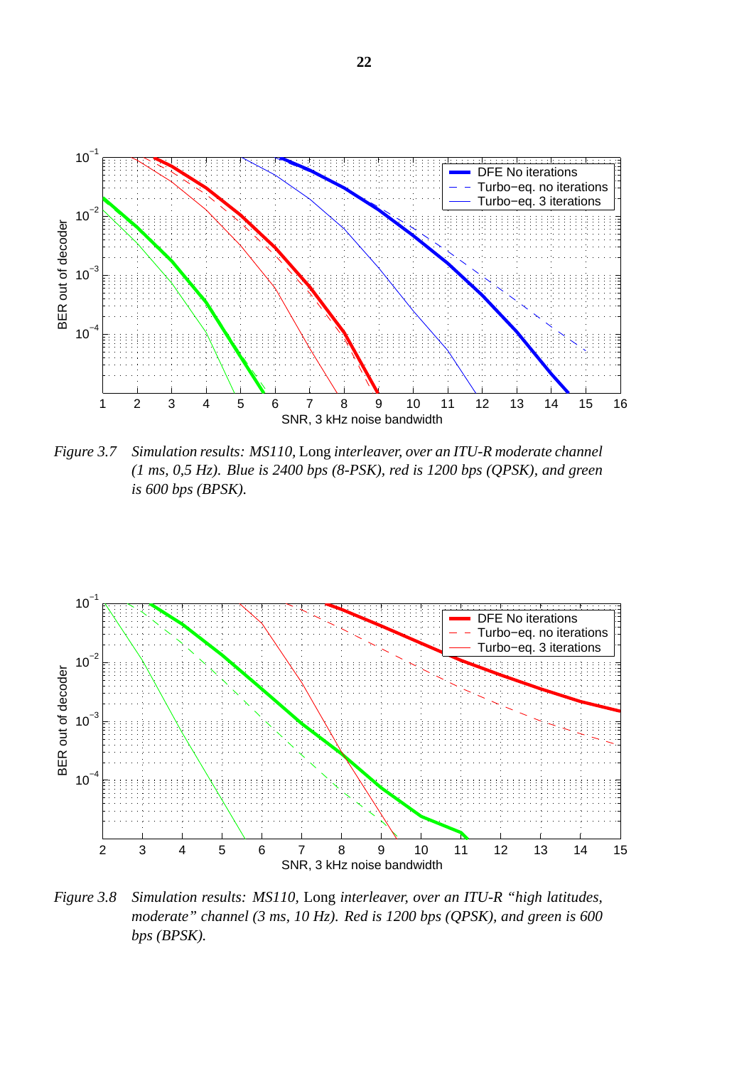*Figure 3.7 Simulation results: MS110,* Long *interleaver, over an ITU-R moderate channel (1 ms, 0,5 Hz). Blue is 2400 bps (8-PSK), red is 1200 bps (QPSK), and green is 600 bps (BPSK).*

*Figure 3.8 Simulation results: MS110,* Long *interleaver, over an ITU-R "high latitudes, moderate" channel (3 ms, 10 Hz). Red is 1200 bps (QPSK), and green is 600 bps (BPSK).*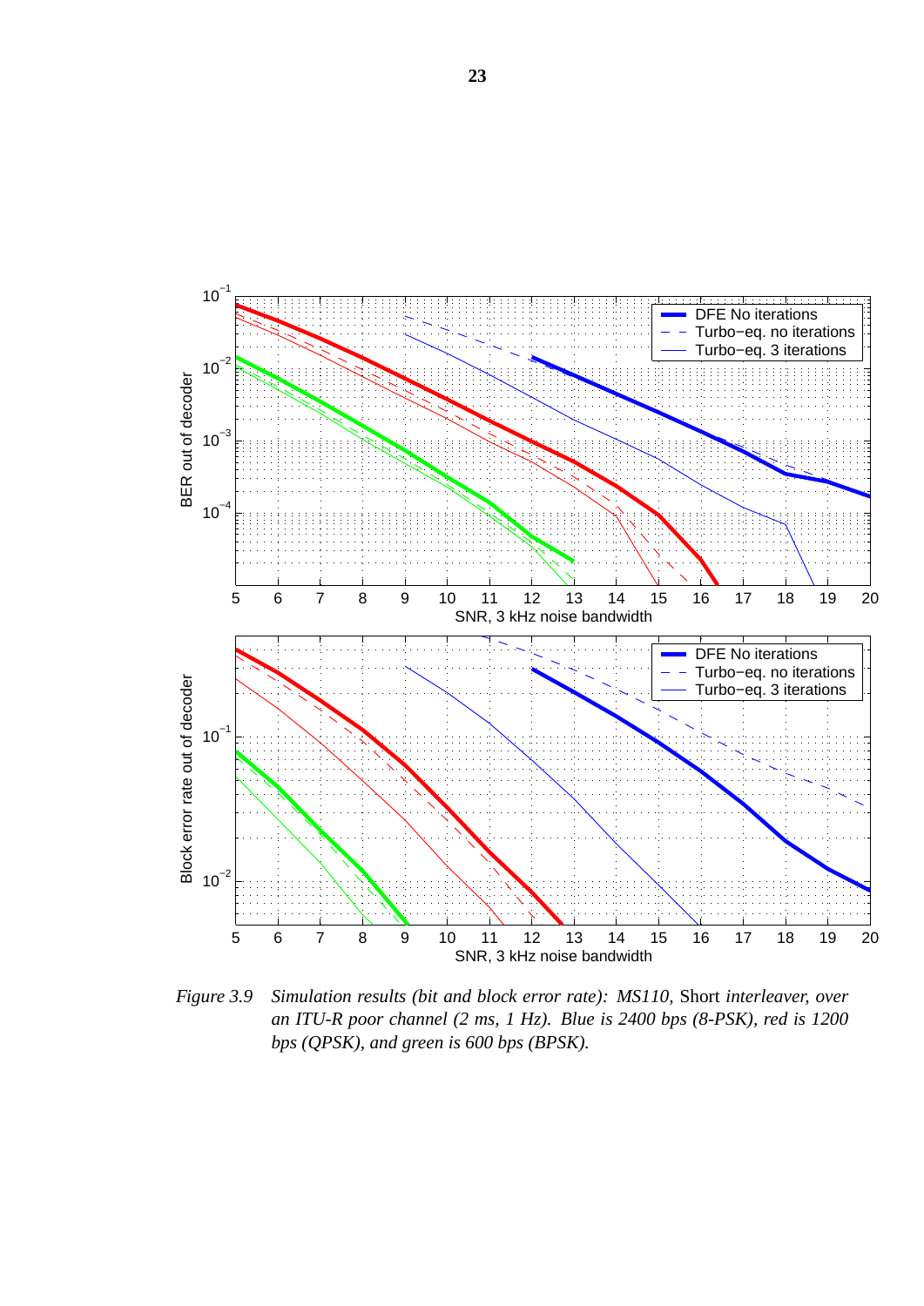*Figure 3.9 Simulation results (bit and block error rate): MS110,* Short *interleaver, over an ITU-R poor channel (2 ms, 1 Hz). Blue is 2400 bps (8-PSK), red is 1200 bps (QPSK), and green is 600 bps (BPSK).*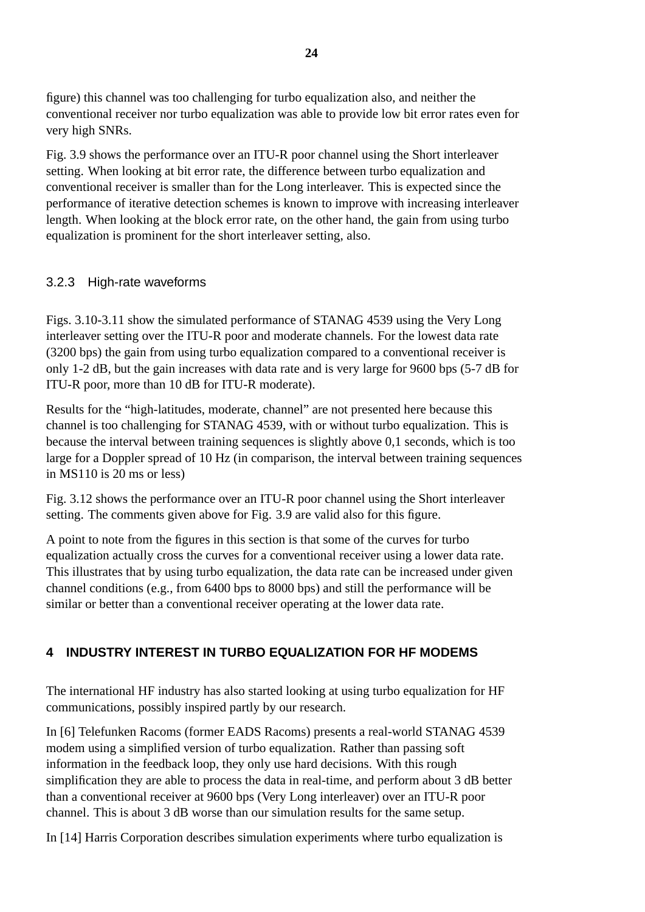figure) this channel was too challenging for turbo equalization also, and neither the conventional receiver nor turbo equalization was able to provide low bit error rates even for very high SNRs.

Fig. 3.9 shows the performance over an ITU-R poor channel using the Short interleaver setting. When looking at bit error rate, the difference between turbo equalization and conventional receiver is smaller than for the Long interleaver. This is expected since the performance of iterative detection schemes is known to improve with increasing interleaver length. When looking at the block error rate, on the other hand, the gain from using turbo equalization is prominent for the short interleaver setting, also.

### 3.2.3 High-rate waveforms

Figs. 3.10-3.11 show the simulated performance of STANAG 4539 using the Very Long interleaver setting over the ITU-R poor and moderate channels. For the lowest data rate (3200 bps) the gain from using turbo equalization compared to a conventional receiver is only 1-2 dB, but the gain increases with data rate and is very large for 9600 bps (5-7 dB for ITU-R poor, more than 10 dB for ITU-R moderate).

Results for the "high-latitudes, moderate, channel" are not presented here because this channel is too challenging for STANAG 4539, with or without turbo equalization. This is because the interval between training sequences is slightly above 0,1 seconds, which is too large for a Doppler spread of 10 Hz (in comparison, the interval between training sequences in MS110 is 20 ms or less)

Fig. 3.12 shows the performance over an ITU-R poor channel using the Short interleaver setting. The comments given above for Fig. 3.9 are valid also for this figure.

A point to note from the figures in this section is that some of the curves for turbo equalization actually cross the curves for a conventional receiver using a lower data rate. This illustrates that by using turbo equalization, the data rate can be increased under given channel conditions (e.g., from 6400 bps to 8000 bps) and still the performance will be similar or better than a conventional receiver operating at the lower data rate.

## 4 INDUSTRY INTEREST IN TURBO EQUALIZATION FOR HF MODEMS

The international HF industry has also started looking at using turbo equalization for HF communications, possibly inspired partly by our research.

In [6] Telefunken Racoms (former EADS Racoms) presents a real-world STANAG 4539 modem using a simplified version of turbo equalization. Rather than passing soft information in the feedback loop, they only use hard decisions. With this rough simplification they are able to process the data in real-time, and perform about 3 dB better than a conventional receiver at 9600 bps (Very Long interleaver) over an ITU-R poor channel. This is about 3 dB worse than our simulation results for the same setup.

In [14] Harris Corporation describes simulation experiments where turbo equalization is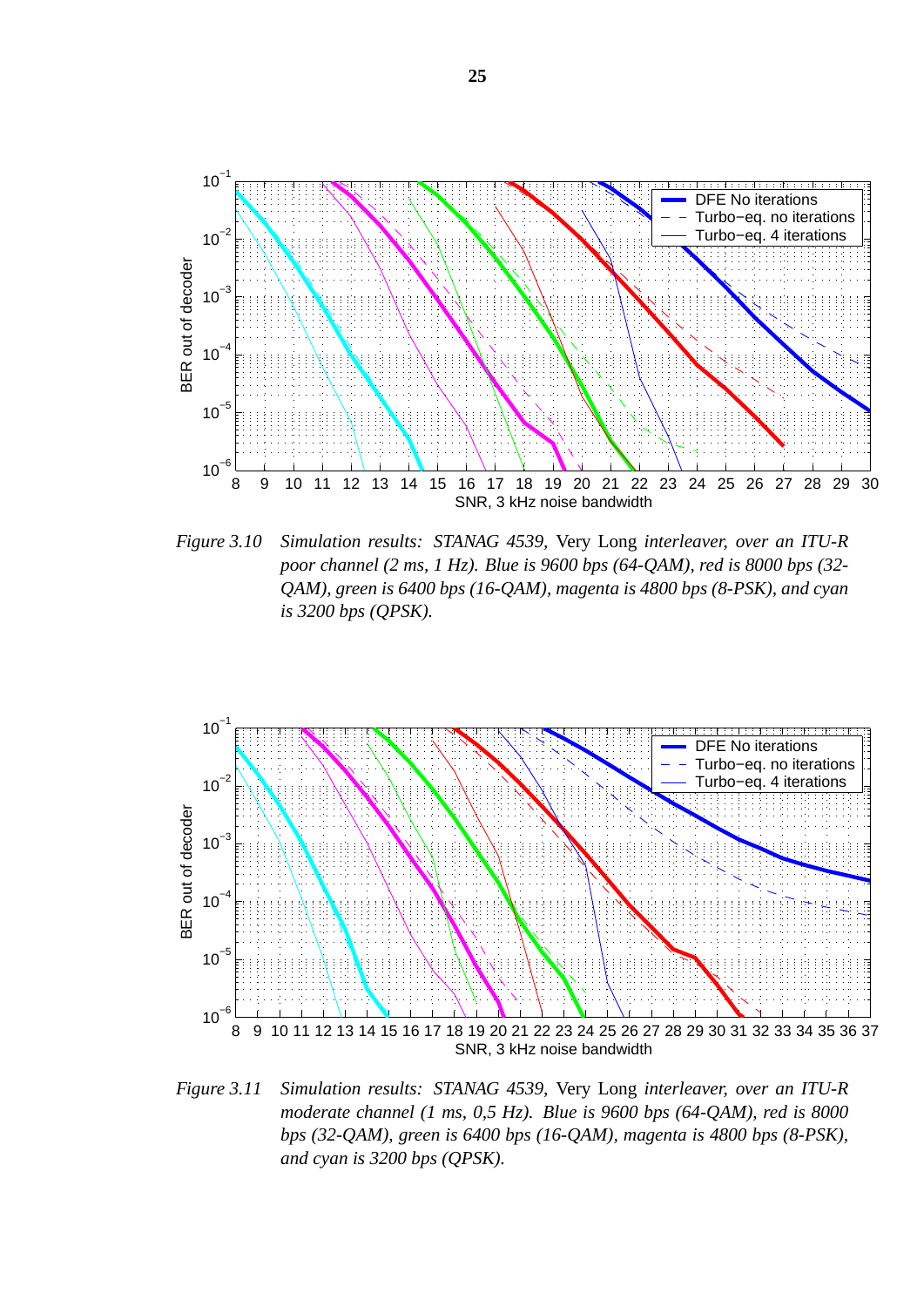*Figure 3.10* *Simulation results: STANAG 4539,* Very Long *interleaver, over an ITU-R poor channel (2 ms, 1 Hz). Blue is 9600 bps (64-QAM), red is 8000 bps (32-QAM), green is 6400 bps (16-QAM), magenta is 4800 bps (8-PSK), and cyan is 3200 bps (QPSK).*

*Figure 3.11* *Simulation results: STANAG 4539,* Very Long *interleaver, over an ITU-R moderate channel (1 ms, 0,5 Hz). Blue is 9600 bps (64-QAM), red is 8000 bps (32-QAM), green is 6400 bps (16-QAM), magenta is 4800 bps (8-PSK), and cyan is 3200 bps (QPSK).*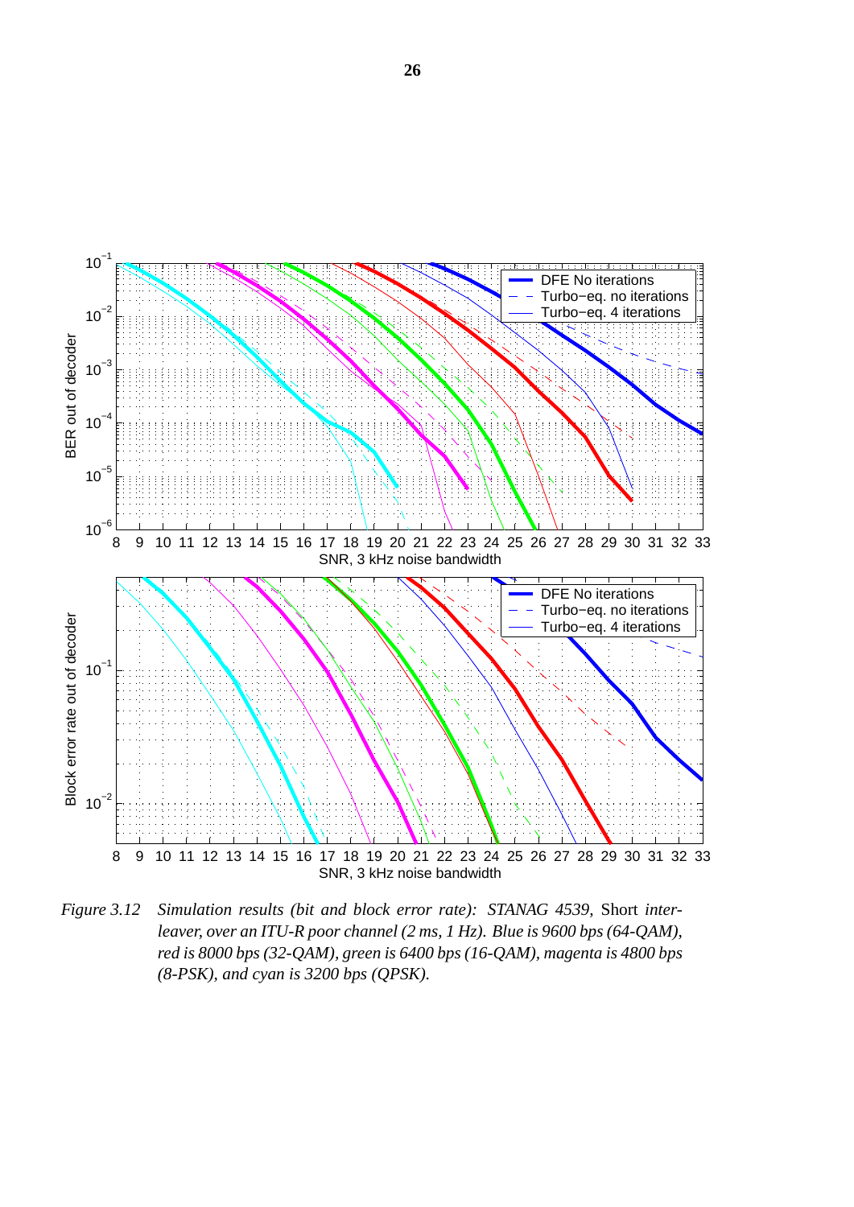*Figure 3.12 Simulation results (bit and block error rate): STANAG 4539,* Short *interleaver, over an ITU-R poor channel (2 ms, 1 Hz). Blue is 9600 bps (64-QAM), red is 8000 bps (32-QAM), green is 6400 bps (16-QAM), magenta is 4800 bps (8-PSK), and cyan is 3200 bps (QPSK).*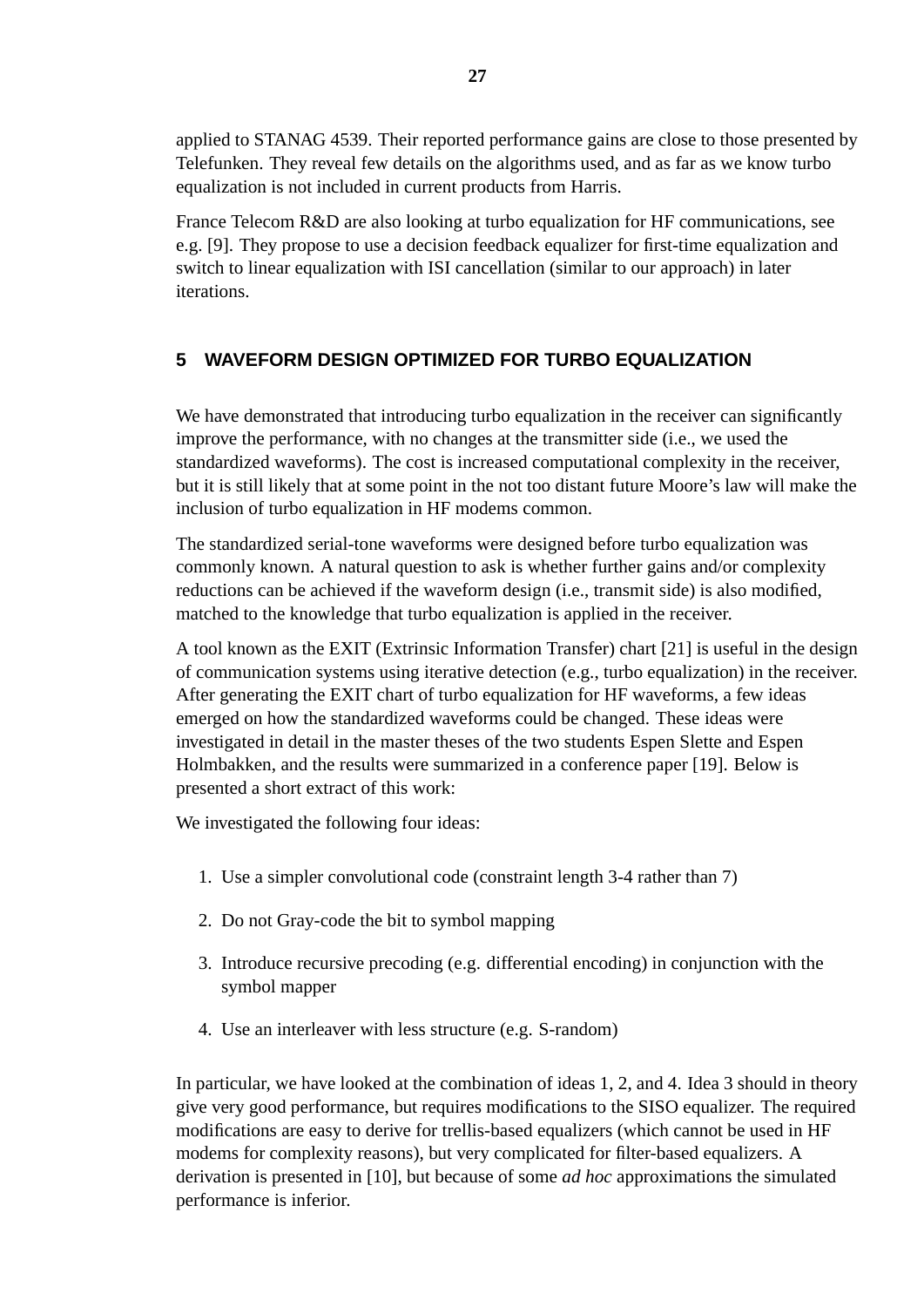applied to STANAG 4539. Their reported performance gains are close to those presented by Telefunken. They reveal few details on the algorithms used, and as far as we know turbo equalization is not included in current products from Harris.

France Telecom R&D are also looking at turbo equalization for HF communications, see e.g. [9]. They propose to use a decision feedback equalizer for first-time equalization and switch to linear equalization with ISI cancellation (similar to our approach) in later iterations.

## 5 WAVEFORM DESIGN OPTIMIZED FOR TURBO EQUALIZATION

We have demonstrated that introducing turbo equalization in the receiver can significantly improve the performance, with no changes at the transmitter side (i.e., we used the standardized waveforms). The cost is increased computational complexity in the receiver, but it is still likely that at some point in the not too distant future Moore's law will make the inclusion of turbo equalization in HF modems common.

The standardized serial-tone waveforms were designed before turbo equalization was commonly known. A natural question to ask is whether further gains and/or complexity reductions can be achieved if the waveform design (i.e., transmit side) is also modified, matched to the knowledge that turbo equalization is applied in the receiver.

A tool known as the EXIT (Extrinsic Information Transfer) chart [21] is useful in the design of communication systems using iterative detection (e.g., turbo equalization) in the receiver. After generating the EXIT chart of turbo equalization for HF waveforms, a few ideas emerged on how the standardized waveforms could be changed. These ideas were investigated in detail in the master theses of the two students Espen Slette and Espen Holmbakken, and the results were summarized in a conference paper [19]. Below is presented a short extract of this work:

We investigated the following four ideas:

1. Use a simpler convolutional code (constraint length 3-4 rather than 7)
2. Do not Gray-code the bit to symbol mapping
3. Introduce recursive precoding (e.g. differential encoding) in conjunction with the symbol mapper
4. Use an interleaver with less structure (e.g. S-random)

In particular, we have looked at the combination of ideas 1, 2, and 4. Idea 3 should in theory give very good performance, but requires modifications to the SISO equalizer. The required modifications are easy to derive for trellis-based equalizers (which cannot be used in HF modems for complexity reasons), but very complicated for filter-based equalizers. A derivation is presented in [10], but because of some *ad hoc* approximations the simulated performance is inferior.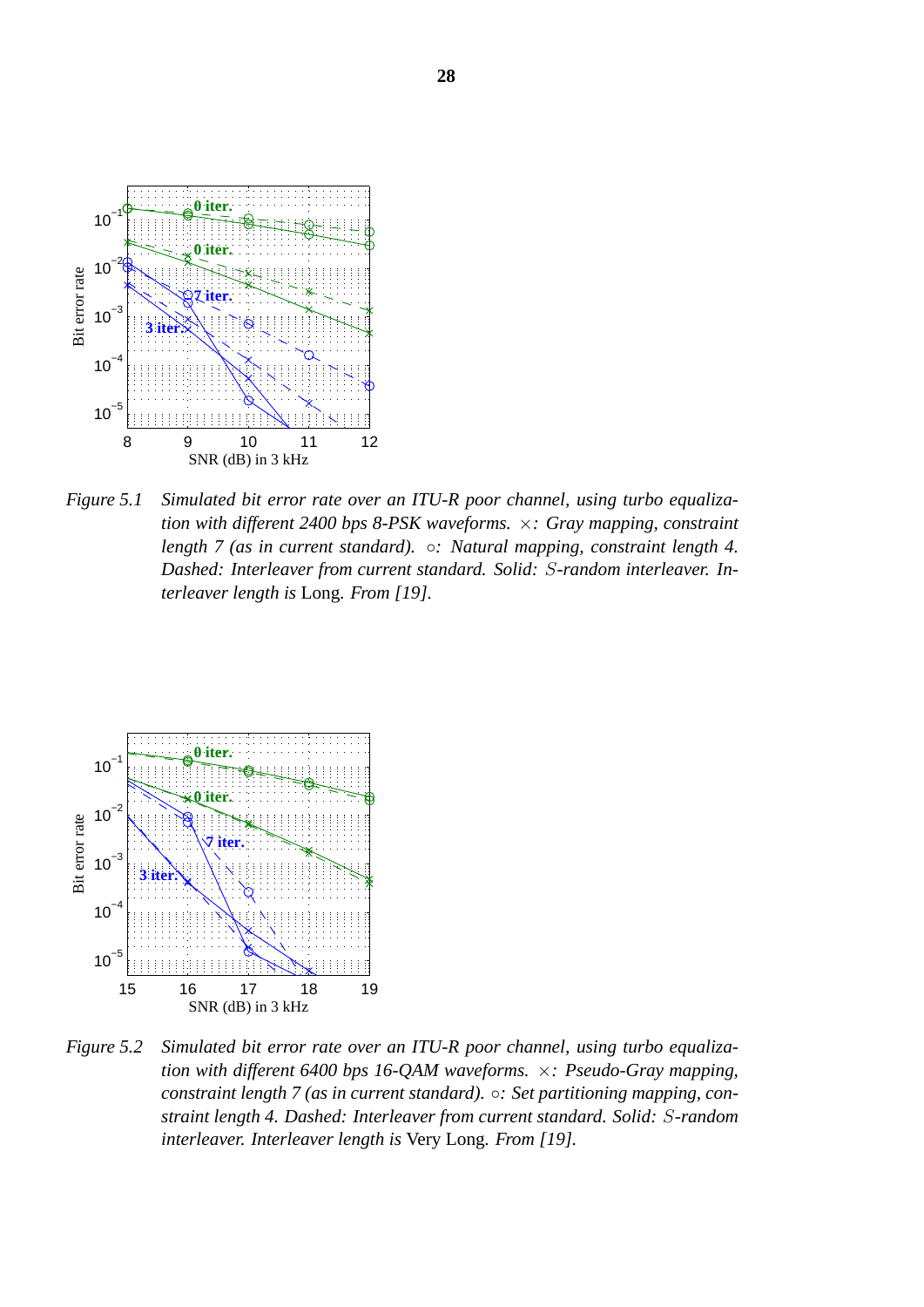*Figure 5.1* *Simulated bit error rate over an ITU-R poor channel, using turbo equalization with different 2400 bps 8-PSK waveforms. $\times$: Gray mapping, constraint length 7 (as in current standard). $\circ$: Natural mapping, constraint length 4. Dashed: Interleaver from current standard. Solid: $S$-random interleaver. Interleaver length is* Long. *From [19].*

*Figure 5.2* *Simulated bit error rate over an ITU-R poor channel, using turbo equalization with different 6400 bps 16-QAM waveforms. $\times$: Pseudo-Gray mapping, constraint length 7 (as in current standard). $\circ$: Set partitioning mapping, constraint length 4. Dashed: Interleaver from current standard. Solid: $S$-random interleaver. Interleaver length is* Very Long. *From [19].*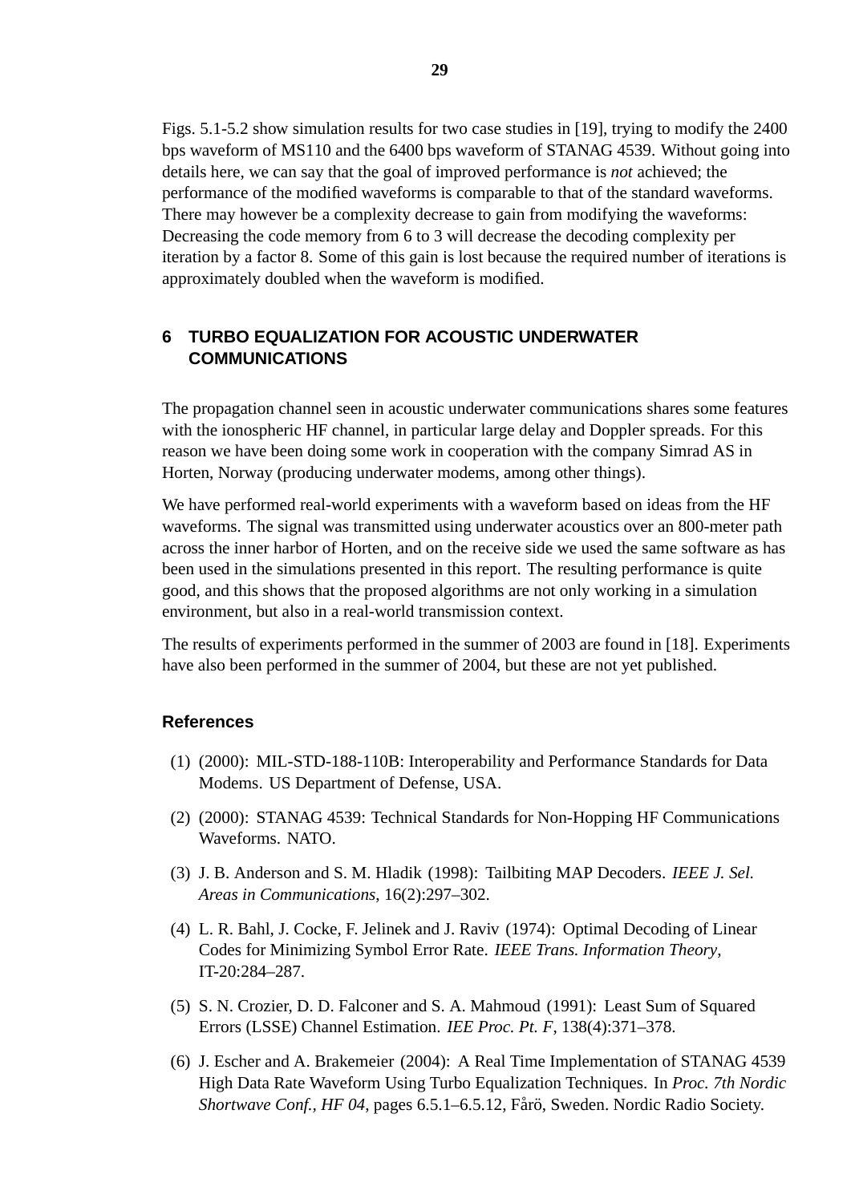Figs. 5.1-5.2 show simulation results for two case studies in [19], trying to modify the 2400 bps waveform of MS110 and the 6400 bps waveform of STANAG 4539. Without going into details here, we can say that the goal of improved performance is *not* achieved; the performance of the modified waveforms is comparable to that of the standard waveforms. There may however be a complexity decrease to gain from modifying the waveforms: Decreasing the code memory from 6 to 3 will decrease the decoding complexity per iteration by a factor 8. Some of this gain is lost because the required number of iterations is approximately doubled when the waveform is modified.

## 6 TURBO EQUALIZATION FOR ACOUSTIC UNDERWATER COMMUNICATIONS

The propagation channel seen in acoustic underwater communications shares some features with the ionospheric HF channel, in particular large delay and Doppler spreads. For this reason we have been doing some work in cooperation with the company Simrad AS in Horten, Norway (producing underwater modems, among other things).

We have performed real-world experiments with a waveform based on ideas from the HF waveforms. The signal was transmitted using underwater acoustics over an 800-meter path across the inner harbor of Horten, and on the receive side we used the same software as has been used in the simulations presented in this report. The resulting performance is quite good, and this shows that the proposed algorithms are not only working in a simulation environment, but also in a real-world transmission context.

The results of experiments performed in the summer of 2003 are found in [18]. Experiments have also been performed in the summer of 2004, but these are not yet published.

## References

(1) (2000): MIL-STD-188-110B: Interoperability and Performance Standards for Data Modems. US Department of Defense, USA.

(2) (2000): STANAG 4539: Technical Standards for Non-Hopping HF Communications Waveforms. NATO.

(3) J. B. Anderson and S. M. Hladik (1998): Tailbiting MAP Decoders. *IEEE J. Sel. Areas in Communications*, 16(2):297–302.

(4) L. R. Bahl, J. Cocke, F. Jelinek and J. Raviv (1974): Optimal Decoding of Linear Codes for Minimizing Symbol Error Rate. *IEEE Trans. Information Theory*, IT-20:284–287.

(5) S. N. Crozier, D. D. Falconer and S. A. Mahmoud (1991): Least Sum of Squared Errors (LSSE) Channel Estimation. *IEE Proc. Pt. F*, 138(4):371–378.

(6) J. Escher and A. Brakemeier (2004): A Real Time Implementation of STANAG 4539 High Data Rate Waveform Using Turbo Equalization Techniques. In *Proc. 7th Nordic Shortwave Conf., HF 04*, pages 6.5.1–6.5.12, Fårö, Sweden. Nordic Radio Society.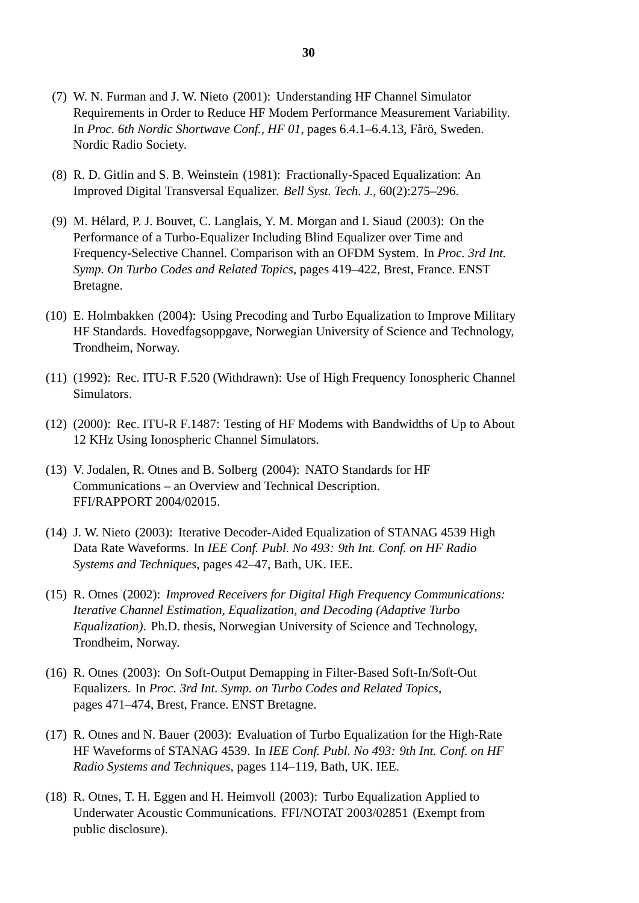(7) W. N. Furman and J. W. Nieto (2001): Understanding HF Channel Simulator Requirements in Order to Reduce HF Modem Performance Measurement Variability. In *Proc. 6th Nordic Shortwave Conf., HF 01*, pages 6.4.1–6.4.13, Fårö, Sweden. Nordic Radio Society.

(8) R. D. Gitlin and S. B. Weinstein (1981): Fractionally-Spaced Equalization: An Improved Digital Transversal Equalizer. *Bell Syst. Tech. J.*, 60(2):275–296.

(9) M. Hélard, P. J. Bouvet, C. Langlais, Y. M. Morgan and I. Siaud (2003): On the Performance of a Turbo-Equalizer Including Blind Equalizer over Time and Frequency-Selective Channel. Comparison with an OFDM System. In *Proc. 3rd Int. Symp. On Turbo Codes and Related Topics*, pages 419–422, Brest, France. ENST Bretagne.

(10) E. Holmbakken (2004): Using Precoding and Turbo Equalization to Improve Military HF Standards. Hovedfagsoppgave, Norwegian University of Science and Technology, Trondheim, Norway.

(11) (1992): Rec. ITU-R F.520 (Withdrawn): Use of High Frequency Ionospheric Channel Simulators.

(12) (2000): Rec. ITU-R F.1487: Testing of HF Modems with Bandwidths of Up to About 12 KHz Using Ionospheric Channel Simulators.

(13) V. Jodalen, R. Otnes and B. Solberg (2004): NATO Standards for HF Communications – an Overview and Technical Description. FFI/RAPPORT 2004/02015.

(14) J. W. Nieto (2003): Iterative Decoder-Aided Equalization of STANAG 4539 High Data Rate Waveforms. In *IEE Conf. Publ. No 493: 9th Int. Conf. on HF Radio Systems and Techniques*, pages 42–47, Bath, UK. IEE.

(15) R. Otnes (2002): *Improved Receivers for Digital High Frequency Communications: Iterative Channel Estimation, Equalization, and Decoding (Adaptive Turbo Equalization)*. Ph.D. thesis, Norwegian University of Science and Technology, Trondheim, Norway.

(16) R. Otnes (2003): On Soft-Output Demapping in Filter-Based Soft-In/Soft-Out Equalizers. In *Proc. 3rd Int. Symp. on Turbo Codes and Related Topics*, pages 471–474, Brest, France. ENST Bretagne.

(17) R. Otnes and N. Bauer (2003): Evaluation of Turbo Equalization for the High-Rate HF Waveforms of STANAG 4539. In *IEE Conf. Publ. No 493: 9th Int. Conf. on HF Radio Systems and Techniques*, pages 114–119, Bath, UK. IEE.

(18) R. Otnes, T. H. Eggen and H. Heimvoll (2003): Turbo Equalization Applied to Underwater Acoustic Communications. FFI/NOTAT 2003/02851 (Exempt from public disclosure).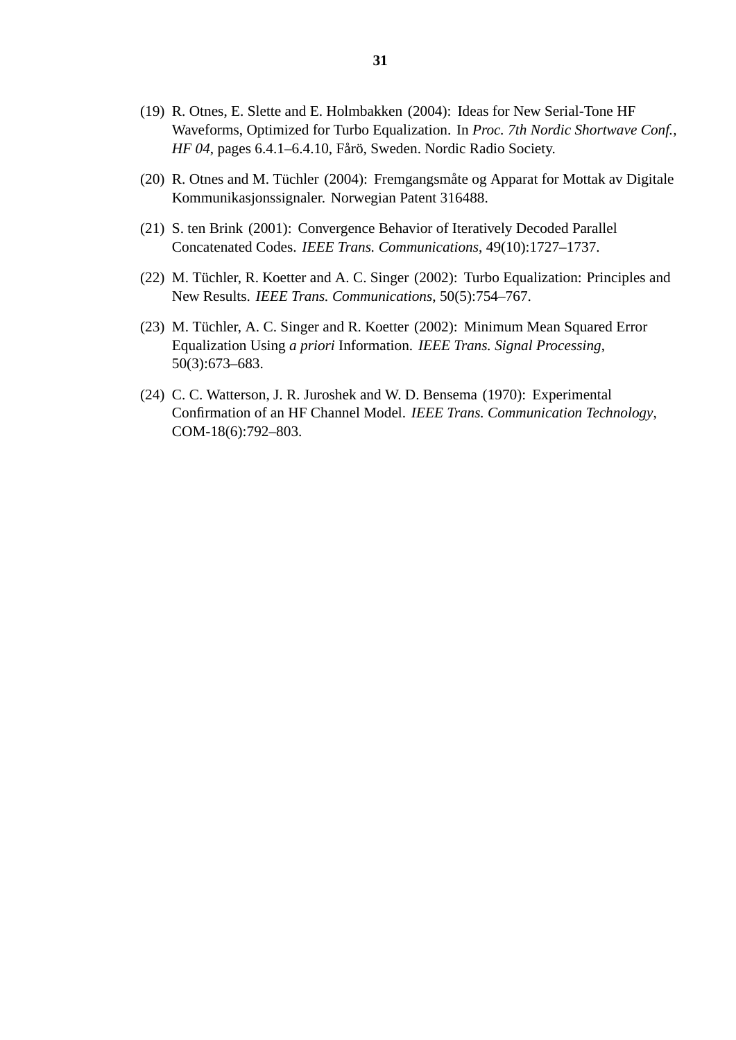(19) R. Otnes, E. Slette and E. Holmbakken (2004): Ideas for New Serial-Tone HF Waveforms, Optimized for Turbo Equalization. In *Proc. 7th Nordic Shortwave Conf., HF 04*, pages 6.4.1–6.4.10, Fårö, Sweden. Nordic Radio Society.

(20) R. Otnes and M. Tüchler (2004): Fremgangsmåte og Apparat for Mottak av Digitale Kommunikasjonssignaler. Norwegian Patent 316488.

(21) S. ten Brink (2001): Convergence Behavior of Iteratively Decoded Parallel Concatenated Codes. *IEEE Trans. Communications*, 49(10):1727–1737.

(22) M. Tüchler, R. Koetter and A. C. Singer (2002): Turbo Equalization: Principles and New Results. *IEEE Trans. Communications*, 50(5):754–767.

(23) M. Tüchler, A. C. Singer and R. Koetter (2002): Minimum Mean Squared Error Equalization Using *a priori* Information. *IEEE Trans. Signal Processing*, 50(3):673–683.

(24) C. C. Watterson, J. R. Juroshek and W. D. Bensema (1970): Experimental Confirmation of an HF Channel Model. *IEEE Trans. Communication Technology*, COM-18(6):792–803.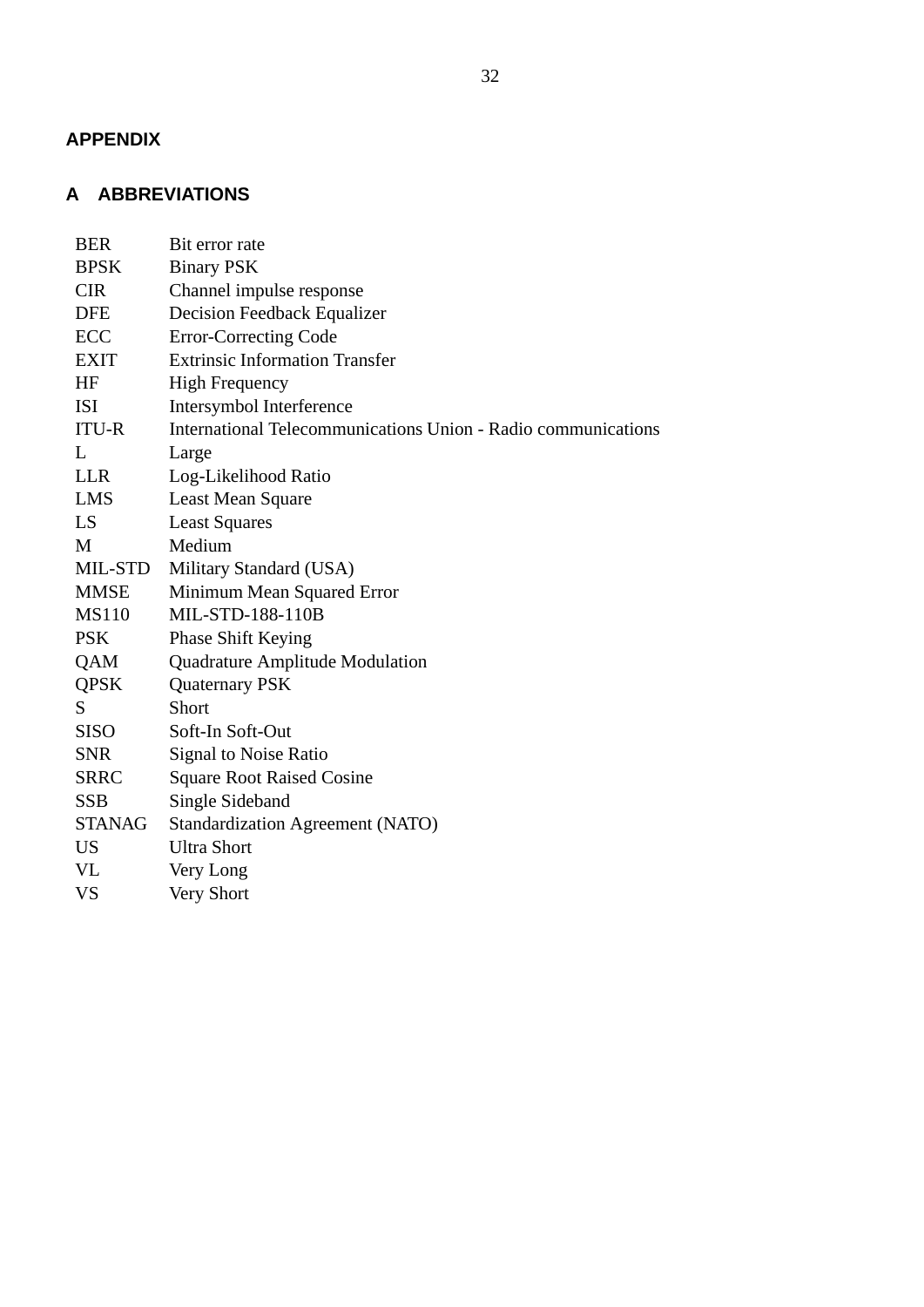# APPENDIX

## A ABBREVIATIONS

| | |
|---|---|
| BER | Bit error rate |
| BPSK | Binary PSK |
| CIR | Channel impulse response |
| DFE | Decision Feedback Equalizer |
| ECC | Error-Correcting Code |
| EXIT | Extrinsic Information Transfer |
| HF | High Frequency |
| ISI | Intersymbol Interference |
| ITU-R | International Telecommunications Union - Radio communications |
| L | Large |
| LLR | Log-Likelihood Ratio |
| LMS | Least Mean Square |
| LS | Least Squares |
| M | Medium |
| MIL-STD | Military Standard (USA) |
| MMSE | Minimum Mean Squared Error |
| MS110 | MIL-STD-188-110B |
| PSK | Phase Shift Keying |
| QAM | Quadrature Amplitude Modulation |
| QPSK | Quaternary PSK |
| S | Short |
| SISO | Soft-In Soft-Out |
| SNR | Signal to Noise Ratio |
| SRRC | Square Root Raised Cosine |
| SSB | Single Sideband |
| STANAG | Standardization Agreement (NATO) |
| US | Ultra Short |
| VL | Very Long |
| VS | Very Short |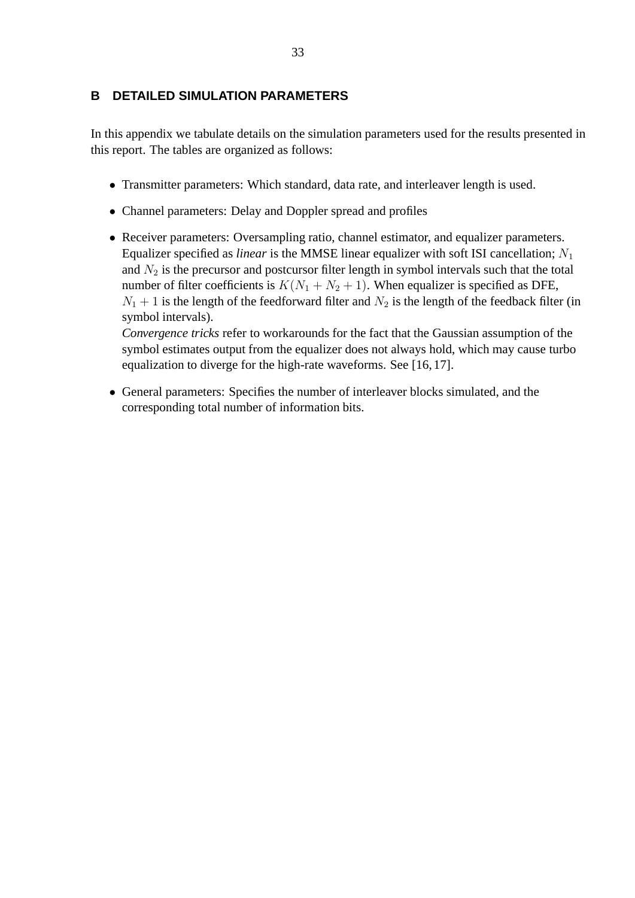# B DETAILED SIMULATION PARAMETERS

In this appendix we tabulate details on the simulation parameters used for the results presented in this report. The tables are organized as follows:

- Transmitter parameters: Which standard, data rate, and interleaver length is used.
- Channel parameters: Delay and Doppler spread and profiles
- Receiver parameters: Oversampling ratio, channel estimator, and equalizer parameters. Equalizer specified as *linear* is the MMSE linear equalizer with soft ISI cancellation; $N_1$ and $N_2$ is the precursor and postcursor filter length in symbol intervals such that the total number of filter coefficients is $K(N_1 + N_2 + 1)$. When equalizer is specified as DFE, $N_1 + 1$ is the length of the feedforward filter and $N_2$ is the length of the feedback filter (in symbol intervals).
  *Convergence tricks* refer to workarounds for the fact that the Gaussian assumption of the symbol estimates output from the equalizer does not always hold, which may cause turbo equalization to diverge for the high-rate waveforms. See [16, 17].
- General parameters: Specifies the number of interleaver blocks simulated, and the corresponding total number of information bits.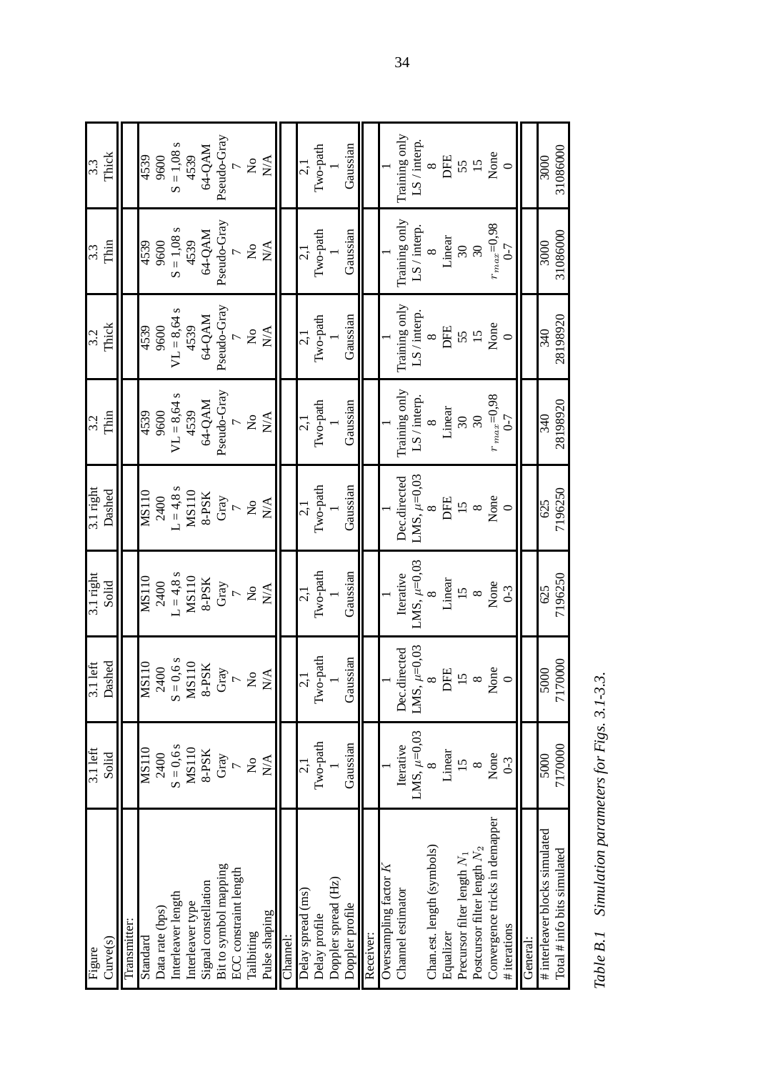| Figure | 3.1 left | 3.1 left | 3.1 right | 3.1 right | 3.2 | 3.2 | 3.3 | 3.3 |
|---|---|---|---|---|---|---|---|---|
| Curve(s) | Solid | Dashed | Solid | Dashed | Thin | Thick | Thin | Thick |
| Transmitter: | | | | | | | | |
| Standard | MS110 | MS110 | MS110 | MS110 | 4539 | 4539 | 4539 | 4539 |
| Data rate (bps) | 2400 | 2400 | 2400 | 2400 | 9600 | 9600 | 9600 | 9600 |
| Interleaver length | S = 0,6 s | S = 0,6 s | L = 4,8 s | L = 4,8 s | VL = 8,64 s | VL = 8,64 s | S = 1,08 s | S = 1,08 s |
| Interleaver type | MS110 | MS110 | MS110 | MS110 | 4539 | 4539 | 4539 | 4539 |
| Signal constellation | 8-PSK | 8-PSK | 8-PSK | 8-PSK | 64-QAM | 64-QAM | 64-QAM | 64-QAM |
| Bit to symbol mapping | Gray | Gray | Gray | Gray | Pseudo-Gray | Pseudo-Gray | Pseudo-Gray | Pseudo-Gray |
| ECC constraint length | 7 | 7 | 7 | 7 | 7 | 7 | 7 | 7 |
| Tailbiting | No | No | No | No | No | No | No | No |
| Pulse shaping | N/A | N/A | N/A | N/A | N/A | N/A | N/A | N/A |
| Channel: | | | | | | | | |
| Delay spread (ms) | 2,1 | 2,1 | 2,1 | 2,1 | 2,1 | 2,1 | 2,1 | 2,1 |
| Delay profile | Two-path | Two-path | Two-path | Two-path | Two-path | Two-path | Two-path | Two-path |
| Doppler spread (Hz) | 1 | 1 | 1 | 1 | 1 | 1 | 1 | 1 |
| Doppler profile | Gaussian | Gaussian | Gaussian | Gaussian | Gaussian | Gaussian | Gaussian | Gaussian |
| Receiver: | | | | | | | | |
| Oversampling factor $K$ | 1 | 1 | 1 | 1 | 1 | 1 | 1 | 1 |
| Channel estimator | Iterative LMS, $\mu$=0,03 | Dec.directed LMS, $\mu$=0,03 | Iterative LMS, $\mu$=0,03 | Dec.directed LMS, $\mu$=0,03 | Training only LS / interp. | Training only LS / interp. | Training only LS / interp. | Training only LS / interp. |
| Chan.est. length (symbols) | 8 | 8 | 8 | 8 | 8 | 8 | 8 | 8 |
| Equalizer | Linear | DFE | Linear | DFE | Linear | DFE | Linear | DFE |
| Precursor filter length $N_1$ | 15 | 15 | 15 | 15 | 30 | 55 | 30 | 55 |
| Postcursor filter length $N_2$ | 8 | 8 | 8 | 8 | 30 | 15 | 30 | 15 |
| Convergence tricks in demapper | None | None | None | None | $r_{max}$=0,98 | None | $r_{max}$=0,98 | None |
| # iterations | 0-3 | 0 | 0-3 | 0 | 0-7 | 0 | 0-7 | 0 |
| General: | | | | | | | | |
| # interleaver blocks simulated | 5000 | 5000 | 625 | 625 | 340 | 340 | 3000 | 3000 |
| Total # info bits simulated | 7170000 | 7170000 | 7196250 | 7196250 | 28198920 | 28198920 | 31086000 | 31086000 |

*Table B.1 Simulation parameters for Figs. 3.1-3.3.*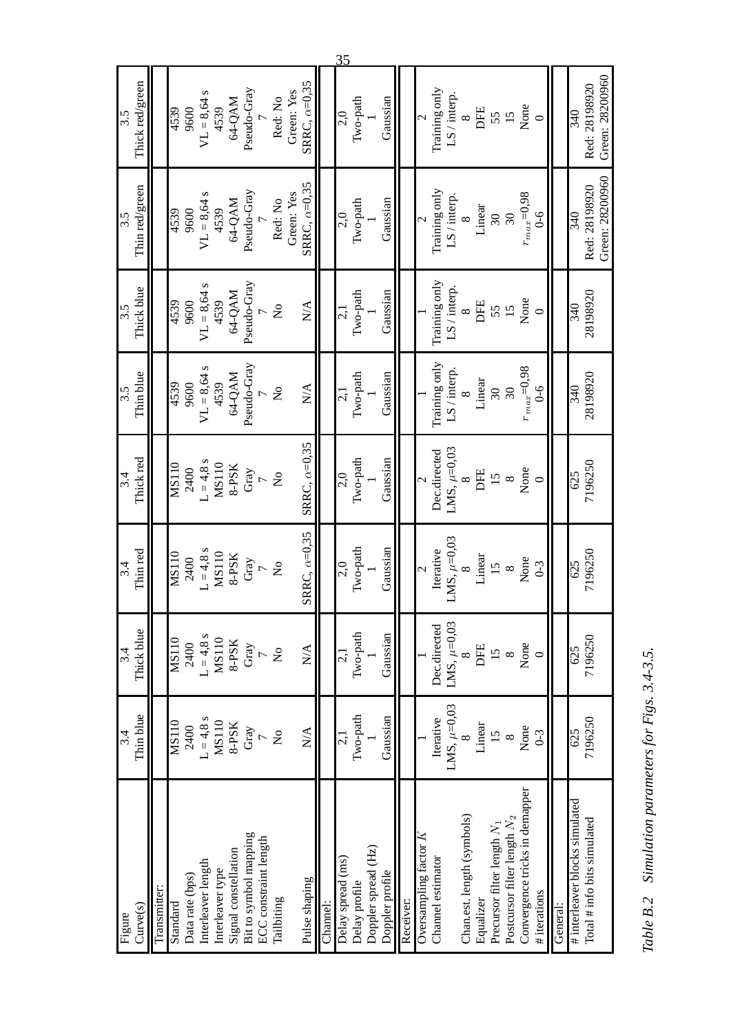| Figure | 3.4 | 3.4 | 3.4 | 3.4 | 3.5 | 3.5 | 3.5 | 3.5 |
|---|---|---|---|---|---|---|---|---|
| Curve(s) | Thin blue | Thick blue | Thin red | Thick red | Thin blue | Thick blue | Thin red/green | Thick red/green |
| Transmitter: | | | | | | | | |
| Standard | MS110 | MS110 | MS110 | MS110 | 4539 | 4539 | 4539 | 4539 |
| Data rate (bps) | 2400 | 2400 | 2400 | 2400 | 9600 | 9600 | 9600 | 9600 |
| Interleaver length | L = 4,8 s | L = 4,8 s | L = 4,8 s | L = 4,8 s | VL = 8,64 s | VL = 8,64 s | VL = 8,64 s | VL = 8,64 s |
| Interleaver type | MS110 | MS110 | MS110 | MS110 | 4539 | 4539 | 4539 | 4539 |
| Signal constellation | 8-PSK | 8-PSK | 8-PSK | 8-PSK | 64-QAM | 64-QAM | 64-QAM | 64-QAM |
| Bit to symbol mapping | Gray | Gray | Gray | Gray | Pseudo-Gray | Pseudo-Gray | Pseudo-Gray | Pseudo-Gray |
| ECC constraint length | 7 | 7 | 7 | 7 | 7 | 7 | 7 | 7 |
| Tailbiting | No | No | No | No | No | No | Red: No<br>Green: Yes | Red: No<br>Green: Yes |
| Pulse shaping | N/A | N/A | SRRC, $\alpha$=0,35 | SRRC, $\alpha$=0,35 | N/A | N/A | SRRC, $\alpha$=0,35 | SRRC, $\alpha$=0,35 |
| Channel: | | | | | | | | |
| Delay spread (ms) | 2,1 | 2,1 | 2,0 | 2,0 | 2,1 | 2,1 | 2,0 | 2,0 |
| Delay profile | Two-path | Two-path | Two-path | Two-path | Two-path | Two-path | Two-path | Two-path |
| Doppler spread (Hz) | 1 | 1 | 1 | 1 | 1 | 1 | 1 | 1 |
| Doppler profile | Gaussian | Gaussian | Gaussian | Gaussian | Gaussian | Gaussian | Gaussian | Gaussian |
| Receiver: | | | | | | | | |
| Oversampling factor $K$ | 1 | 1 | 2 | 2 | 1 | 1 | 2 | 2 |
| Channel estimator | Iterative<br>LMS, $\mu$=0,03 | Dec.directed<br>LMS, $\mu$=0,03 | Iterative<br>LMS, $\mu$=0,03 | Dec.directed<br>LMS, $\mu$=0,03 | Training only<br>LS / interp. | Training only<br>LS / interp. | Training only<br>LS / interp. | Training only<br>LS / interp. |
| Chan.est. length (symbols) | 8 | 8 | 8 | 8 | 8 | 8 | 8 | 8 |
| Equalizer | Linear | DFE | Linear | DFE | Linear | DFE | Linear | DFE |
| Precursor filter length $N_1$ | 15 | 15 | 15 | 15 | 30 | 55 | 30 | 55 |
| Postcursor filter length $N_2$ | 8 | 8 | 8 | 8 | 30 | 15 | 30 | 15 |
| Convergence tricks in demapper | None | None | None | None | $r_{max}$=0,98 | None | $r_{max}$=0,98 | None |
| # iterations | 0-3 | 0 | 0-3 | 0 | 0-6 | 0 | 0-6 | 0 |
| General: | | | | | | | | |
| # interleaver blocks simulated | 625 | 625 | 625 | 625 | 340 | 340 | 340 | 340 |
| Total # info bits simulated | 7196250 | 7196250 | 7196250 | 7196250 | 28198920 | 28198920 | Red: 28198920<br>Green: 28200960 | Red: 28198920<br>Green: 28200960 |

*Table B.2 Simulation parameters for Figs. 3.4-3.5.*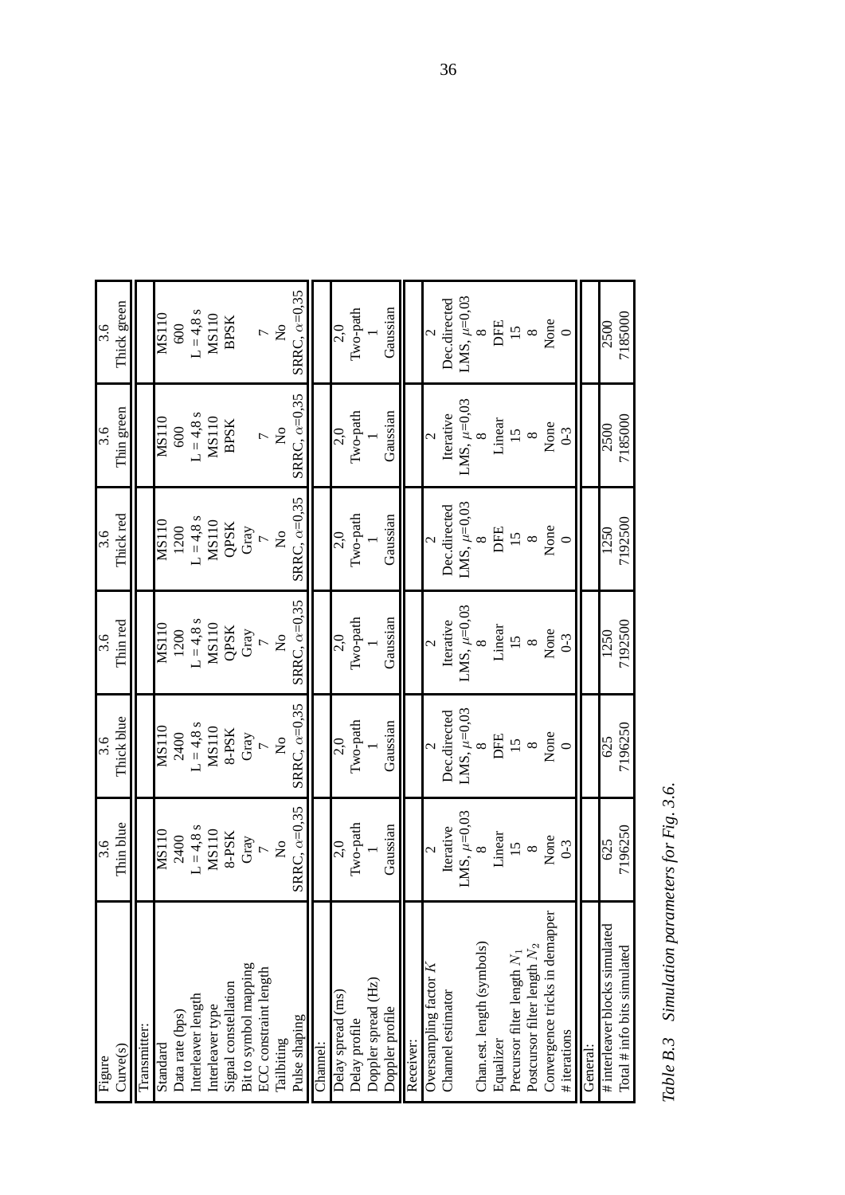| Figure | 3.6 | 3.6 | 3.6 | 3.6 | 3.6 | 3.6 |
|---|---|---|---|---|---|---|
| Curve(s) | Thin blue | Thick blue | Thin red | Thick red | Thin green | Thick green |
| **Transmitter:** | | | | | | |
| Standard | MS110 | MS110 | MS110 | MS110 | MS110 | MS110 |
| Data rate (bps) | 2400 | 2400 | 1200 | 1200 | 600 | 600 |
| Interleaver length | L = 4,8 s | L = 4,8 s | L = 4,8 s | L = 4,8 s | L = 4,8 s | L = 4,8 s |
| Interleaver type | MS110 | MS110 | MS110 | MS110 | MS110 | MS110 |
| Signal constellation | 8-PSK | 8-PSK | QPSK | QPSK | BPSK | BPSK |
| Bit to symbol mapping | Gray | Gray | Gray | Gray | | |
| ECC constraint length | 7 | 7 | 7 | 7 | 7 | 7 |
| Tailbiting | No | No | No | No | No | No |
| Pulse shaping | SRRC, $\alpha$=0,35 | SRRC, $\alpha$=0,35 | SRRC, $\alpha$=0,35 | SRRC, $\alpha$=0,35 | SRRC, $\alpha$=0,35 | SRRC, $\alpha$=0,35 |
| **Channel:** | | | | | | |
| Delay spread (ms) | 2,0 | 2,0 | 2,0 | 2,0 | 2,0 | 2,0 |
| Delay profile | Two-path | Two-path | Two-path | Two-path | Two-path | Two-path |
| Doppler spread (Hz) | 1 | 1 | 1 | 1 | 1 | 1 |
| Doppler profile | Gaussian | Gaussian | Gaussian | Gaussian | Gaussian | Gaussian |
| **Receiver:** | | | | | | |
| Oversampling factor $K$ | 2 | 2 | 2 | 2 | 2 | 2 |
| Channel estimator | Iterative LMS, $\mu$=0,03 | Dec.directed LMS, $\mu$=0,03 | Iterative LMS, $\mu$=0,03 | Dec.directed LMS, $\mu$=0,03 | Iterative LMS, $\mu$=0,03 | Dec.directed LMS, $\mu$=0,03 |
| Chan.est. length (symbols) | 8 | 8 | 8 | 8 | 8 | 8 |
| Equalizer | Linear | DFE | Linear | DFE | Linear | DFE |
| Precursor filter length $N_1$ | 15 | 15 | 15 | 15 | 15 | 15 |
| Postcursor filter length $N_2$ | 8 | 8 | 8 | 8 | 8 | 8 |
| Convergence tricks in demapper | None | None | None | None | None | None |
| # iterations | 0-3 | 0 | 0-3 | 0 | 0-3 | 0 |
| **General:** | | | | | | |
| # interleaver blocks simulated | 625 | 625 | 1250 | 1250 | 2500 | 2500 |
| Total # info bits simulated | 7196250 | 7196250 | 7192500 | 7192500 | 7185000 | 7185000 |

*Table B.3 Simulation parameters for Fig. 3.6.*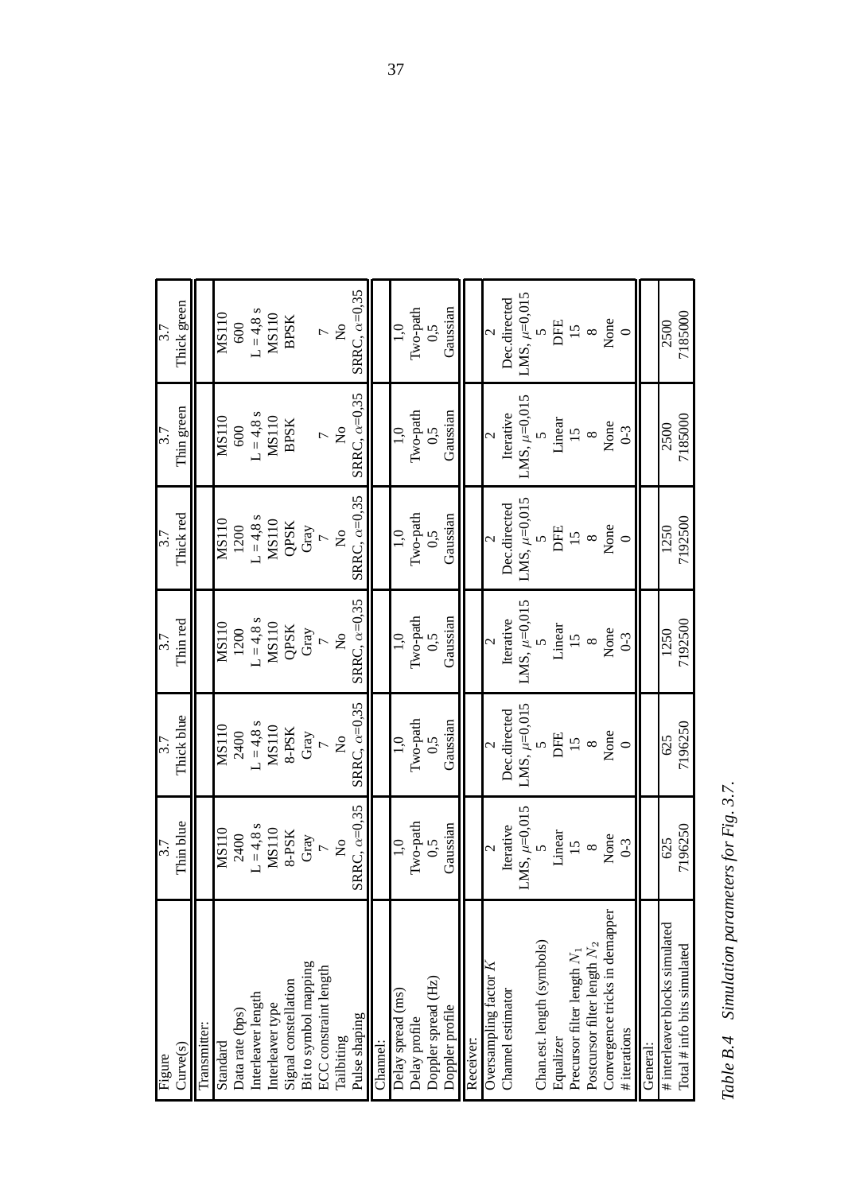| Figure | 3.7 | 3.7 | 3.7 | 3.7 | 3.7 | 3.7 |
|---|---|---|---|---|---|---|
| Curve(s) | Thin blue | Thick blue | Thin red | Thick red | Thin green | Thick green |
| **Transmitter:** | | | | | | |
| Standard | MS110 | MS110 | MS110 | MS110 | MS110 | MS110 |
| Data rate (bps) | 2400 | 2400 | 1200 | 1200 | 600 | 600 |
| Interleaver length | L = 4,8 s | L = 4,8 s | L = 4,8 s | L = 4,8 s | L = 4,8 s | L = 4,8 s |
| Interleaver type | MS110 | MS110 | MS110 | MS110 | MS110 | MS110 |
| Signal constellation | 8-PSK | 8-PSK | QPSK | QPSK | BPSK | BPSK |
| Bit to symbol mapping | Gray | Gray | Gray | Gray | | |
| ECC constraint length | 7 | 7 | 7 | 7 | 7 | 7 |
| Tailbiting | No | No | No | No | No | No |
| Pulse shaping | SRRC, $\alpha$=0,35 | SRRC, $\alpha$=0,35 | SRRC, $\alpha$=0,35 | SRRC, $\alpha$=0,35 | SRRC, $\alpha$=0,35 | SRRC, $\alpha$=0,35 |
| **Channel:** | | | | | | |
| Delay spread (ms) | 1,0 | 1,0 | 1,0 | 1,0 | 1,0 | 1,0 |
| Delay profile | Two-path | Two-path | Two-path | Two-path | Two-path | Two-path |
| Doppler spread (Hz) | 0,5 | 0,5 | 0,5 | 0,5 | 0,5 | 0,5 |
| Doppler profile | Gaussian | Gaussian | Gaussian | Gaussian | Gaussian | Gaussian |
| **Receiver:** | | | | | | |
| Oversampling factor $K$ | 2 | 2 | 2 | 2 | 2 | 2 |
| Channel estimator | Iterative | Dec.directed | Iterative | Dec.directed | Iterative | Dec.directed |
| | LMS, $\mu$=0,015 | LMS, $\mu$=0,015 | LMS, $\mu$=0,015 | LMS, $\mu$=0,015 | LMS, $\mu$=0,015 | LMS, $\mu$=0,015 |
| Chan.est. length (symbols) | 5 | 5 | 5 | 5 | 5 | 5 |
| Equalizer | Linear | DFE | Linear | DFE | Linear | DFE |
| Precursor filter length $N_1$ | 15 | 15 | 15 | 15 | 15 | 15 |
| Postcursor filter length $N_2$ | 8 | 8 | 8 | 8 | 8 | 8 |
| Convergence tricks in demapper | None | None | None | None | None | None |
| # iterations | 0-3 | 0 | 0-3 | 0 | 0-3 | 0 |
| **General:** | | | | | | |
| # interleaver blocks simulated | 625 | 625 | 1250 | 1250 | 2500 | 2500 |
| Total # info bits simulated | 7196250 | 7196250 | 7192500 | 7192500 | 7185000 | 7185000 |

*Table B.4 Simulation parameters for Fig. 3.7.*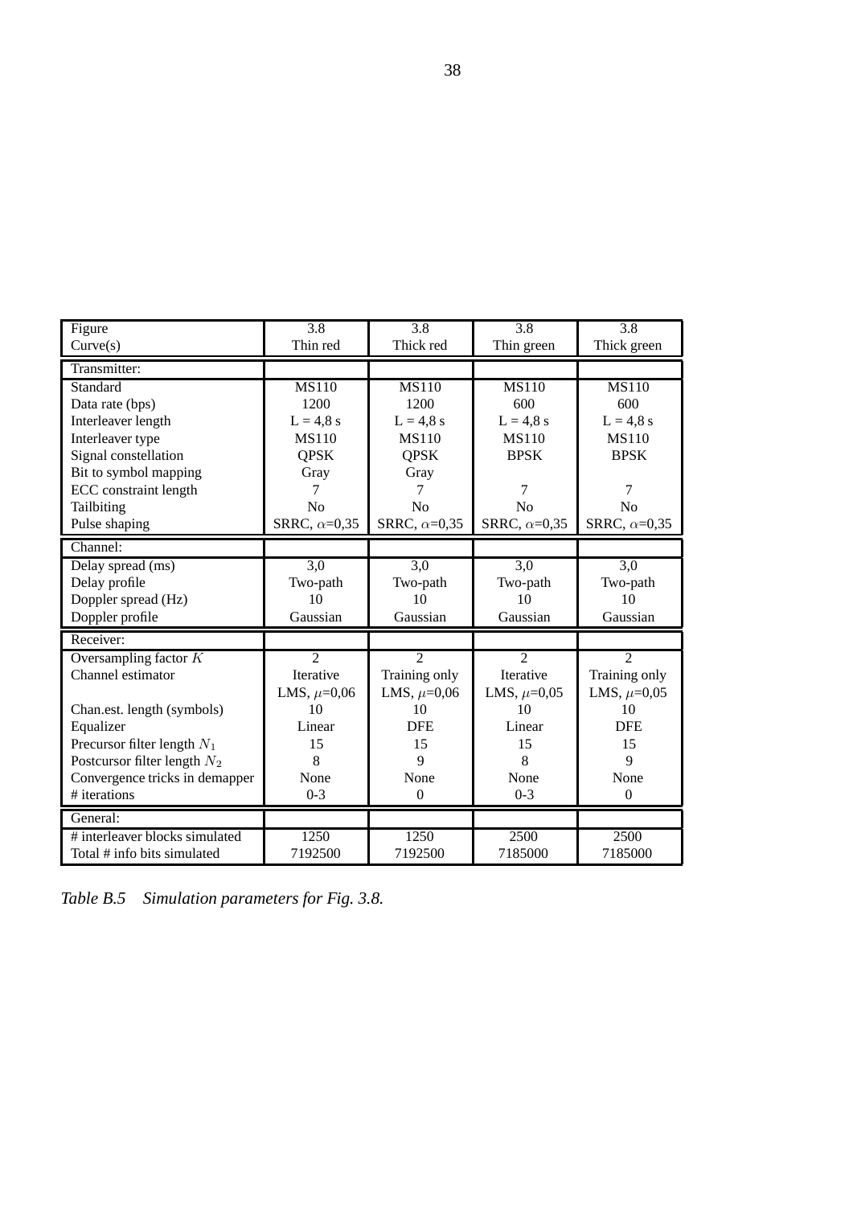| Figure | 3.8 | 3.8 | 3.8 | 3.8 |
|---|---|---|---|---|
| Curve(s) | Thin red | Thick red | Thin green | Thick green |
| Transmitter: | | | | |
| Standard | MS110 | MS110 | MS110 | MS110 |
| Data rate (bps) | 1200 | 1200 | 600 | 600 |
| Interleaver length | L = 4,8 s | L = 4,8 s | L = 4,8 s | L = 4,8 s |
| Interleaver type | MS110 | MS110 | MS110 | MS110 |
| Signal constellation | QPSK | QPSK | BPSK | BPSK |
| Bit to symbol mapping | Gray | Gray | | |
| ECC constraint length | 7 | 7 | 7 | 7 |
| Tailbiting | No | No | No | No |
| Pulse shaping | SRRC, $\alpha$=0,35 | SRRC, $\alpha$=0,35 | SRRC, $\alpha$=0,35 | SRRC, $\alpha$=0,35 |
| Channel: | | | | |
| Delay spread (ms) | 3,0 | 3,0 | 3,0 | 3,0 |
| Delay profile | Two-path | Two-path | Two-path | Two-path |
| Doppler spread (Hz) | 10 | 10 | 10 | 10 |
| Doppler profile | Gaussian | Gaussian | Gaussian | Gaussian |
| Receiver: | | | | |
| Oversampling factor $K$ | 2 | 2 | 2 | 2 |
| Channel estimator | Iterative LMS, $\mu$=0,06 | Training only LMS, $\mu$=0,06 | Iterative LMS, $\mu$=0,05 | Training only LMS, $\mu$=0,05 |
| Chan.est. length (symbols) | 10 | 10 | 10 | 10 |
| Equalizer | Linear | DFE | Linear | DFE |
| Precursor filter length $N_1$ | 15 | 15 | 15 | 15 |
| Postcursor filter length $N_2$ | 8 | 9 | 8 | 9 |
| Convergence tricks in demapper | None | None | None | None |
| # iterations | 0-3 | 0 | 0-3 | 0 |
| General: | | | | |
| # interleaver blocks simulated | 1250 | 1250 | 2500 | 2500 |
| Total # info bits simulated | 7192500 | 7192500 | 7185000 | 7185000 |

*Table B.5 Simulation parameters for Fig. 3.8.*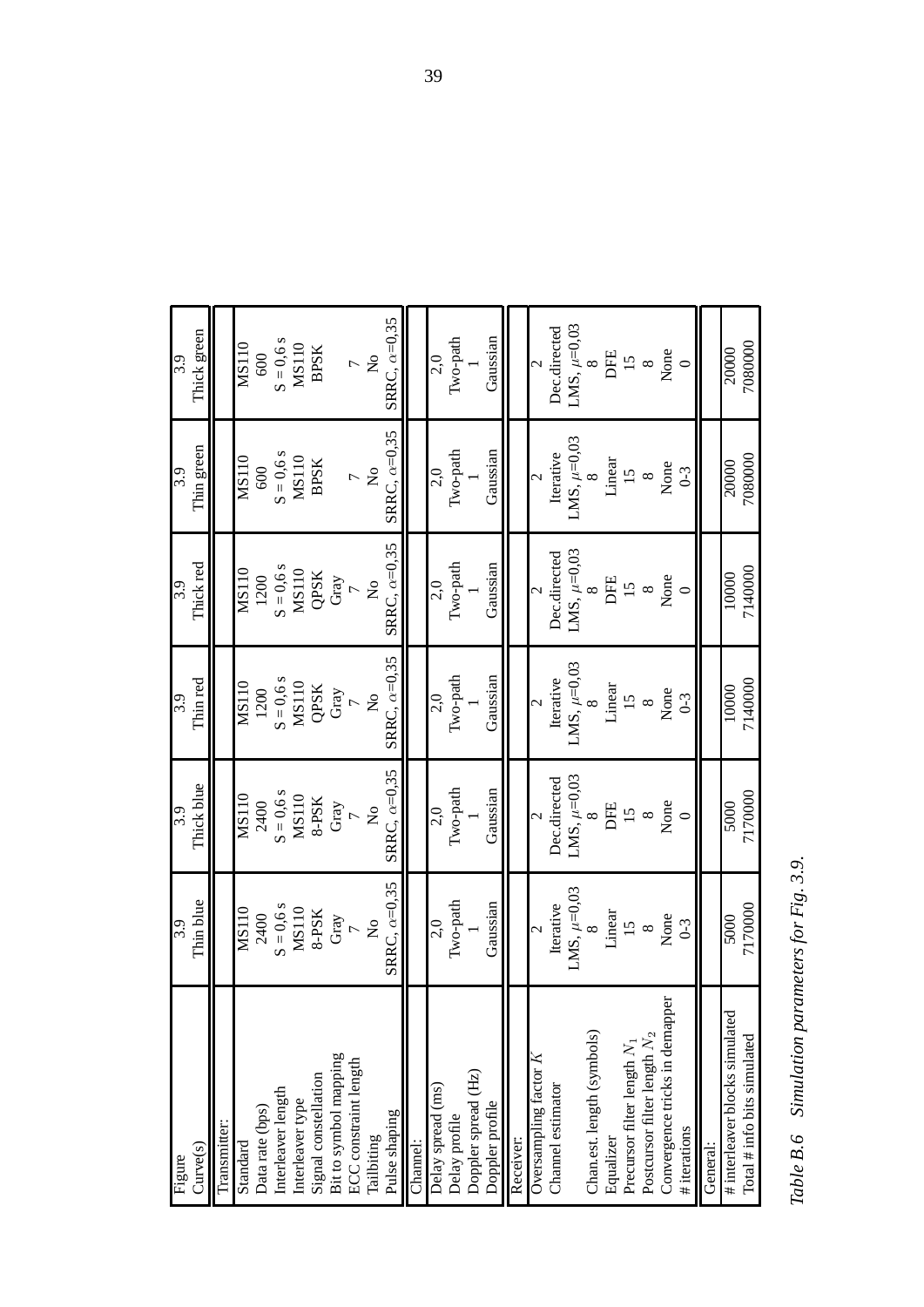| Figure | 3.9 | 3.9 | 3.9 | 3.9 | 3.9 | 3.9 |
|---|---|---|---|---|---|---|
| Curve(s) | Thin blue | Thick blue | Thin red | Thick red | Thin green | Thick green |
| **Transmitter:** | | | | | | |
| Standard | MS110 | MS110 | MS110 | MS110 | MS110 | MS110 |
| Data rate (bps) | 2400 | 2400 | 1200 | 1200 | 600 | 600 |
| Interleaver length | S = 0,6 s | S = 0,6 s | S = 0,6 s | S = 0,6 s | S = 0,6 s | S = 0,6 s |
| Interleaver type | MS110 | MS110 | MS110 | MS110 | MS110 | MS110 |
| Signal constellation | 8-PSK | 8-PSK | QPSK | QPSK | BPSK | BPSK |
| Bit to symbol mapping | Gray | Gray | Gray | Gray | | |
| ECC constraint length | 7 | 7 | 7 | 7 | 7 | 7 |
| Tailbiting | No | No | No | No | No | No |
| Pulse shaping | SRRC, $\alpha$=0,35 | SRRC, $\alpha$=0,35 | SRRC, $\alpha$=0,35 | SRRC, $\alpha$=0,35 | SRRC, $\alpha$=0,35 | SRRC, $\alpha$=0,35 |
| **Channel:** | | | | | | |
| Delay spread (ms) | 2,0 | 2,0 | 2,0 | 2,0 | 2,0 | 2,0 |
| Delay profile | Two-path | Two-path | Two-path | Two-path | Two-path | Two-path |
| Doppler spread (Hz) | 1 | 1 | 1 | 1 | 1 | 1 |
| Doppler profile | Gaussian | Gaussian | Gaussian | Gaussian | Gaussian | Gaussian |
| **Receiver:** | | | | | | |
| Oversampling factor $K$ | 2 | 2 | 2 | 2 | 2 | 2 |
| Channel estimator | Iterative | Dec.directed | Iterative | Dec.directed | Iterative | Dec.directed |
| | LMS, $\mu$=0,03 | LMS, $\mu$=0,03 | LMS, $\mu$=0,03 | LMS, $\mu$=0,03 | LMS, $\mu$=0,03 | LMS, $\mu$=0,03 |
| Chan.est. length (symbols) | 8 | 8 | 8 | 8 | 8 | 8 |
| Equalizer | Linear | DFE | Linear | DFE | Linear | DFE |
| Precursor filter length $N_1$ | 15 | 15 | 15 | 15 | 15 | 15 |
| Postcursor filter length $N_2$ | 8 | 8 | 8 | 8 | 8 | 8 |
| Convergence tricks in demapper | None | None | None | None | None | None |
| # iterations | 0-3 | 0 | 0-3 | 0 | 0-3 | 0 |
| **General:** | | | | | | |
| # interleaver blocks simulated | 5000 | 5000 | 10000 | 10000 | 20000 | 20000 |
| Total # info bits simulated | 7170000 | 7170000 | 7140000 | 7140000 | 7080000 | 7080000 |

*Table B.6 Simulation parameters for Fig. 3.9.*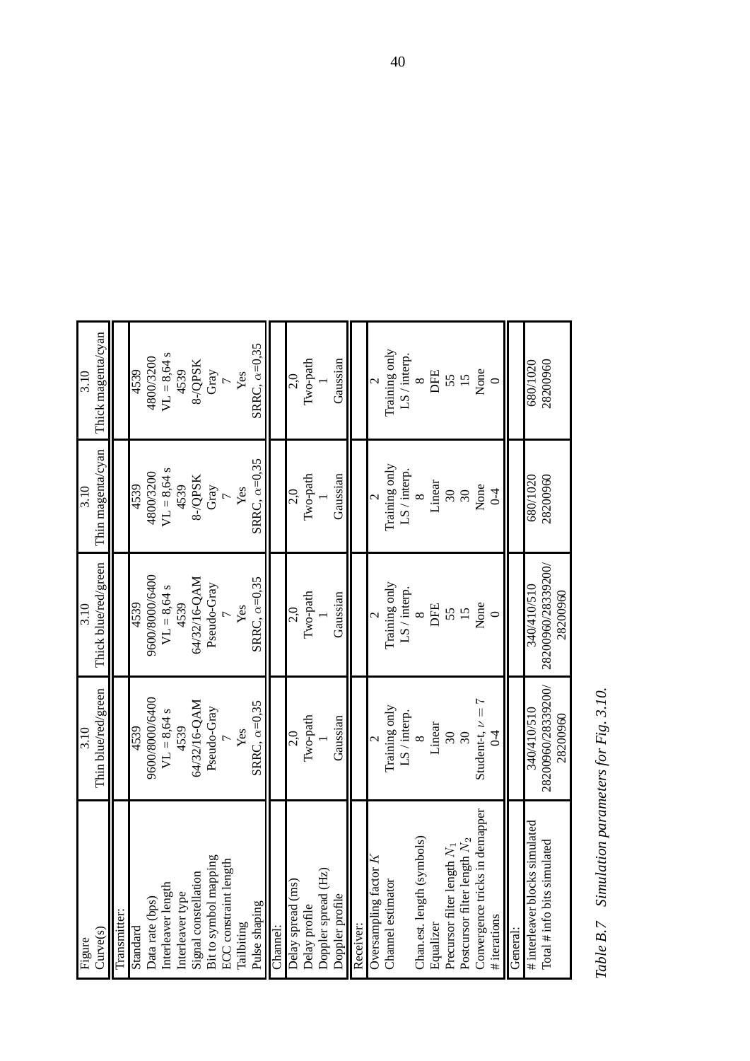| Figure | 3.10 | 3.10 | 3.10 | 3.10 |
|---|---|---|---|---|
| Curve(s) | Thin blue/red/green | Thick blue/red/green | Thin magenta/cyan | Thick magenta/cyan |
| **Transmitter:** | | | | |
| Standard | 4539 | 4539 | 4539 | 4539 |
| Data rate (bps) | 9600/8000/6400 | 9600/8000/6400 | 4800/3200 | 4800/3200 |
| Interleaver length | VL = 8,64 s | VL = 8,64 s | VL = 8,64 s | VL = 8,64 s |
| Interleaver type | 4539 | 4539 | 4539 | 4539 |
| Signal constellation | 64/32/16-QAM | 64/32/16-QAM | 8-/QPSK | 8-/QPSK |
| Bit to symbol mapping | Pseudo-Gray | Pseudo-Gray | Gray | Gray |
| ECC constraint length | 7 | 7 | 7 | 7 |
| Tailbiting | Yes | Yes | Yes | Yes |
| Pulse shaping | SRRC, $\alpha$=0,35 | SRRC, $\alpha$=0,35 | SRRC, $\alpha$=0,35 | SRRC, $\alpha$=0,35 |
| **Channel:** | | | | |
| Delay spread (ms) | 2,0 | 2,0 | 2,0 | 2,0 |
| Delay profile | Two-path | Two-path | Two-path | Two-path |
| Doppler spread (Hz) | 1 | 1 | 1 | 1 |
| Doppler profile | Gaussian | Gaussian | Gaussian | Gaussian |
| **Receiver:** | | | | |
| Oversampling factor $K$ | 2 | 2 | 2 | 2 |
| Channel estimator | Training only LS / interp. | Training only LS / interp. | Training only LS / interp. | Training only LS / interp. |
| Chan.est. length (symbols) | 8 | 8 | 8 | 8 |
| Equalizer | Linear | DFE | Linear | DFE |
| Precursor filter length $N_1$ | 30 | 55 | 30 | 55 |
| Postcursor filter length $N_2$ | 30 | 15 | 30 | 15 |
| Convergence tricks in demapper | Student-t, $\nu = 7$ | None | None | None |
| # iterations | 0-4 | 0 | 0-4 | 0 |
| **General:** | | | | |
| # interleaver blocks simulated | 340/410/510 | 340/410/510 | 680/1020 | 680/1020 |
| Total # info bits simulated | 28200960/28339200/28200960 | 28200960/28339200/28200960 | 28200960 | 28200960 |

*Table B.7 Simulation parameters for Fig. 3.10.*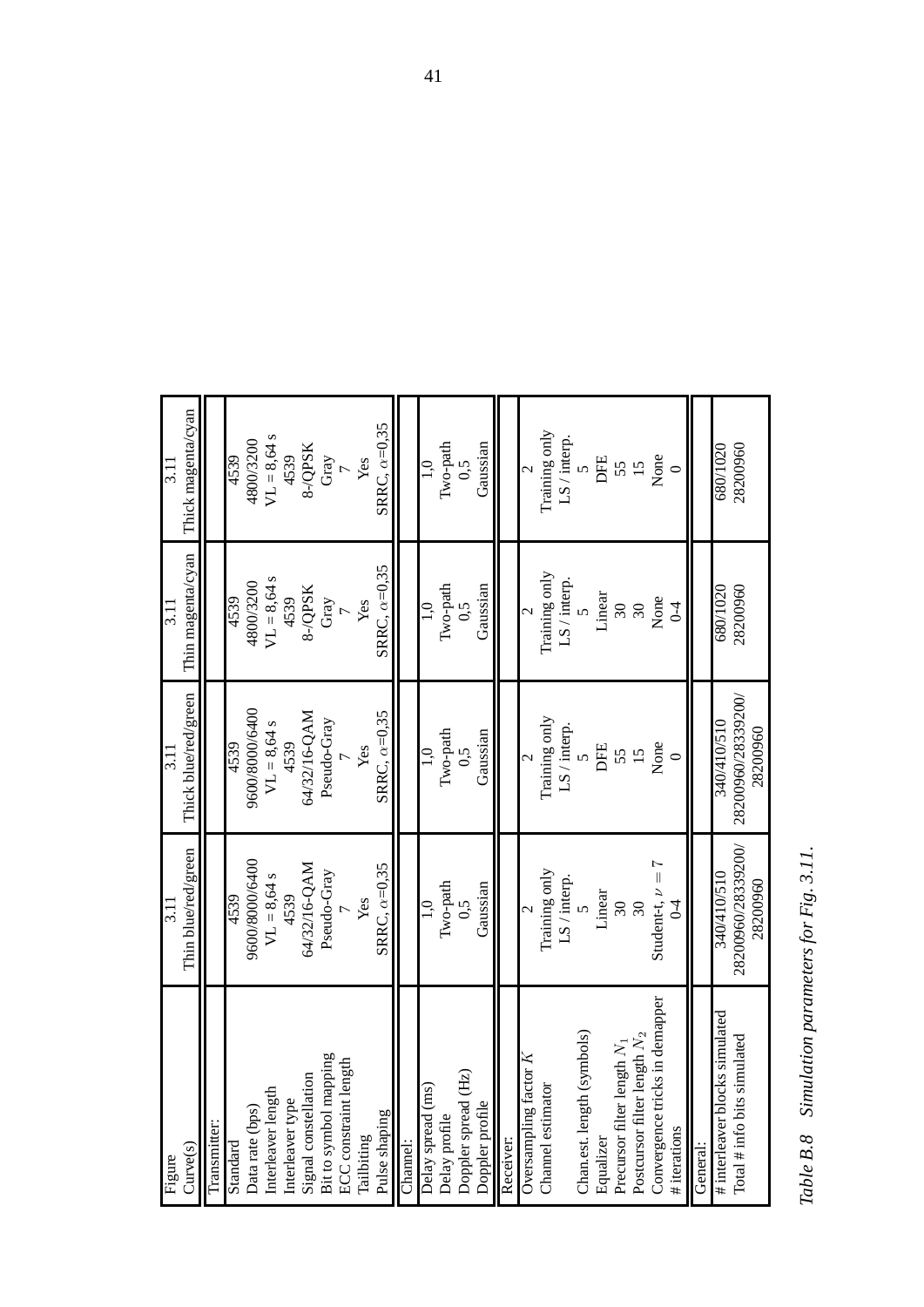| Figure | 3.11 | 3.11 | 3.11 | 3.11 |
|---|---|---|---|---|
| Curve(s) | Thin blue/red/green | Thick blue/red/green | Thin magenta/cyan | Thick magenta/cyan |
| **Transmitter:** | | | | |
| Standard | 4539 | 4539 | 4539 | 4539 |
| Data rate (bps) | 9600/8000/6400 | 9600/8000/6400 | 4800/3200 | 4800/3200 |
| Interleaver length | VL = 8,64 s | VL = 8,64 s | VL = 8,64 s | VL = 8,64 s |
| Interleaver type | 4539 | 4539 | 4539 | 4539 |
| Signal constellation | 64/32/16-QAM | 64/32/16-QAM | 8-/QPSK | 8-/QPSK |
| Bit to symbol mapping | Pseudo-Gray | Pseudo-Gray | Gray | Gray |
| ECC constraint length | 7 | 7 | 7 | 7 |
| Tailbiting | Yes | Yes | Yes | Yes |
| Pulse shaping | SRRC, $\alpha$=0,35 | SRRC, $\alpha$=0,35 | SRRC, $\alpha$=0,35 | SRRC, $\alpha$=0,35 |
| **Channel:** | | | | |
| Delay spread (ms) | 1,0 | 1,0 | 1,0 | 1,0 |
| Delay profile | Two-path | Two-path | Two-path | Two-path |
| Doppler spread (Hz) | 0,5 | 0,5 | 0,5 | 0,5 |
| Doppler profile | Gaussian | Gaussian | Gaussian | Gaussian |
| **Receiver:** | | | | |
| Oversampling factor $K$ | 2 | 2 | 2 | 2 |
| Channel estimator | Training only LS / interp. | Training only LS / interp. | Training only LS / interp. | Training only LS / interp. |
| Chan.est. length (symbols) | 5 | 5 | 5 | 5 |
| Equalizer | Linear | DFE | Linear | DFE |
| Precursor filter length $N_1$ | 30 | 55 | 30 | 55 |
| Postcursor filter length $N_2$ | 30 | 15 | 30 | 15 |
| Convergence tricks in demapper | Student-t, $\nu = 7$ | None | None | None |
| # iterations | 0-4 | 0 | 0-4 | 0 |
| **General:** | | | | |
| # interleaver blocks simulated | 340/410/510 | 340/410/510 | 680/1020 | 680/1020 |
| Total # info bits simulated | 28200960/28339200/28200960 | 28200960/28339200/28200960 | 28200960 | 28200960 |

*Table B.8 Simulation parameters for Fig. 3.11.*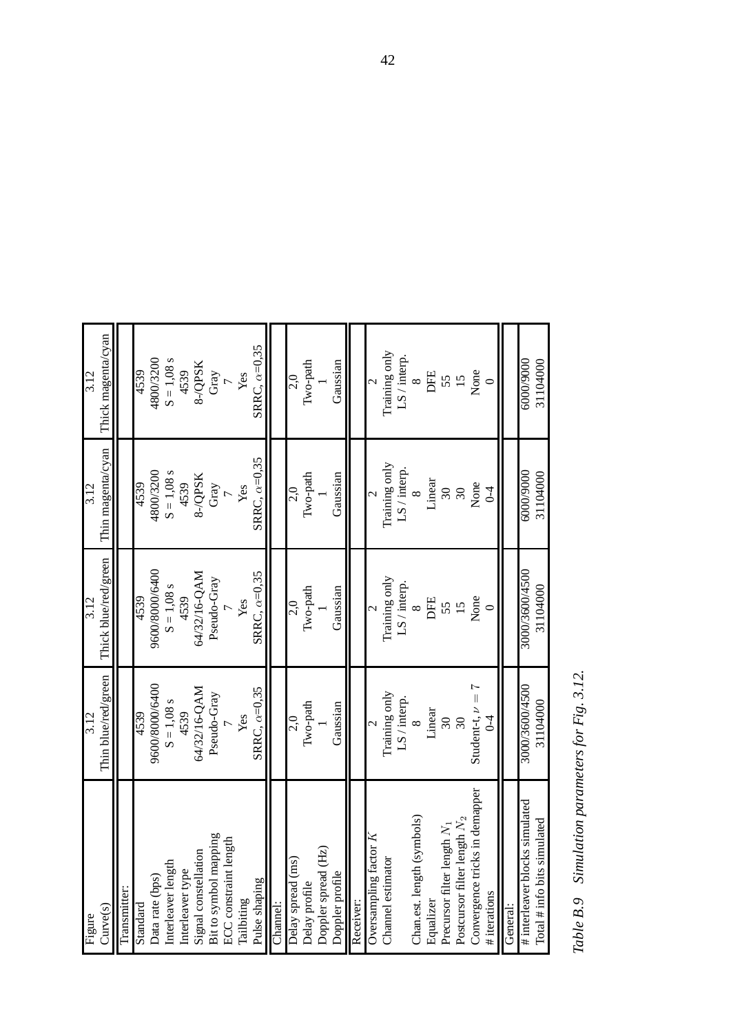| Figure | 3.12 | 3.12 | 3.12 | 3.12 |
|---|---|---|---|---|
| Curve(s) | Thin blue/red/green | Thick blue/red/green | Thin magenta/cyan | Thick magenta/cyan |
| **Transmitter:** | | | | |
| Standard | 4539 | 4539 | 4539 | 4539 |
| Data rate (bps) | 9600/8000/6400 | 9600/8000/6400 | 4800/3200 | 4800/3200 |
| Interleaver length | S = 1,08 s | S = 1,08 s | S = 1,08 s | S = 1,08 s |
| Interleaver type | 4539 | 4539 | 4539 | 4539 |
| Signal constellation | 64/32/16-QAM | 64/32/16-QAM | 8-/QPSK | 8-/QPSK |
| Bit to symbol mapping | Pseudo-Gray | Pseudo-Gray | Gray | Gray |
| ECC constraint length | 7 | 7 | 7 | 7 |
| Tailbiting | Yes | Yes | Yes | Yes |
| Pulse shaping | SRRC, $\alpha$=0,35 | SRRC, $\alpha$=0,35 | SRRC, $\alpha$=0,35 | SRRC, $\alpha$=0,35 |
| **Channel:** | | | | |
| Delay spread (ms) | 2,0 | 2,0 | 2,0 | 2,0 |
| Delay profile | Two-path | Two-path | Two-path | Two-path |
| Doppler spread (Hz) | 1 | 1 | 1 | 1 |
| Doppler profile | Gaussian | Gaussian | Gaussian | Gaussian |
| **Receiver:** | | | | |
| Oversampling factor $K$ | 2 | 2 | 2 | 2 |
| Channel estimator | Training only LS / interp. | Training only LS / interp. | Training only LS / interp. | Training only LS / interp. |
| Chan.est. length (symbols) | 8 | 8 | 8 | 8 |
| Equalizer | Linear | DFE | Linear | DFE |
| Precursor filter length $N_1$ | 30 | 55 | 30 | 55 |
| Postcursor filter length $N_2$ | 30 | 15 | 30 | 15 |
| Convergence tricks in demapper | Student-t, $\nu = 7$ | None | None | None |
| # iterations | 0-4 | 0 | 0-4 | 0 |
| **General:** | | | | |
| # interleaver blocks simulated | 3000/3600/4500 | 3000/3600/4500 | 6000/9000 | 6000/9000 |
| Total # info bits simulated | 31104000 | 31104000 | 31104000 | 31104000 |

*Table B.9 Simulation parameters for Fig. 3.12.*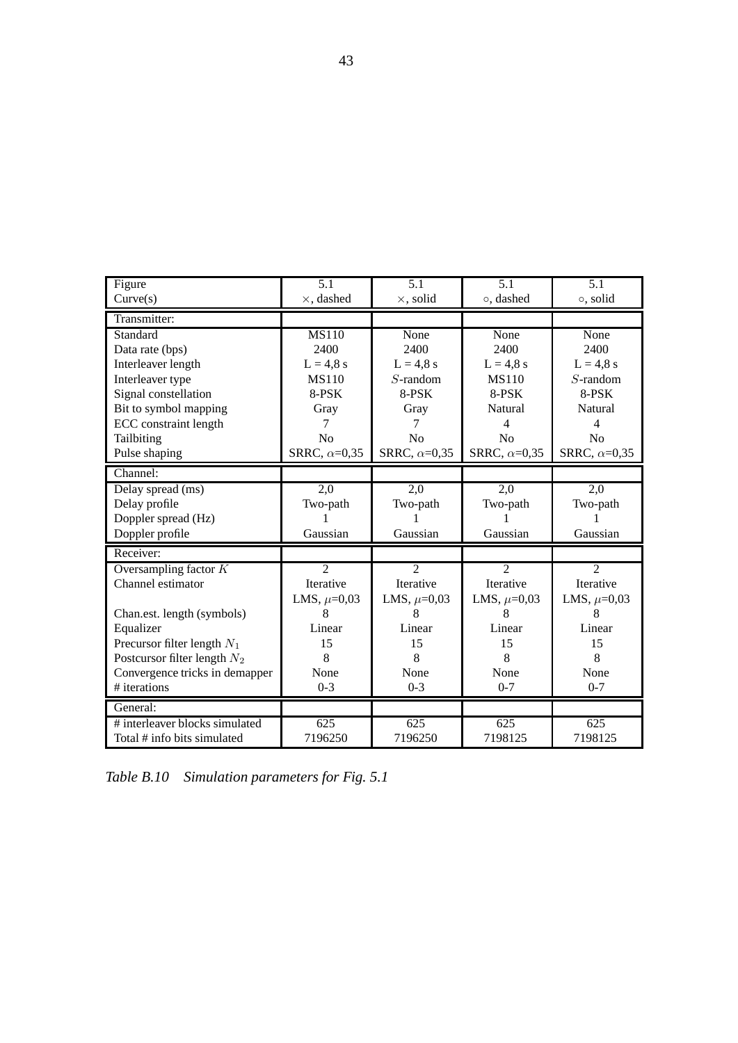| Figure | 5.1 | 5.1 | 5.1 | 5.1 |
|---|---|---|---|---|
| Curve(s) | $\times$, dashed | $\times$, solid | $\circ$, dashed | $\circ$, solid |
| Transmitter: | | | | |
| Standard | MS110 | None | None | None |
| Data rate (bps) | 2400 | 2400 | 2400 | 2400 |
| Interleaver length | L = 4,8 s | L = 4,8 s | L = 4,8 s | L = 4,8 s |
| Interleaver type | MS110 | $S$-random | MS110 | $S$-random |
| Signal constellation | 8-PSK | 8-PSK | 8-PSK | 8-PSK |
| Bit to symbol mapping | Gray | Gray | Natural | Natural |
| ECC constraint length | 7 | 7 | 4 | 4 |
| Tailbiting | No | No | No | No |
| Pulse shaping | SRRC, $\alpha$=0,35 | SRRC, $\alpha$=0,35 | SRRC, $\alpha$=0,35 | SRRC, $\alpha$=0,35 |
| Channel: | | | | |
| Delay spread (ms) | 2,0 | 2,0 | 2,0 | 2,0 |
| Delay profile | Two-path | Two-path | Two-path | Two-path |
| Doppler spread (Hz) | 1 | 1 | 1 | 1 |
| Doppler profile | Gaussian | Gaussian | Gaussian | Gaussian |
| Receiver: | | | | |
| Oversampling factor $K$ | 2 | 2 | 2 | 2 |
| Channel estimator | Iterative LMS, $\mu$=0,03 | Iterative LMS, $\mu$=0,03 | Iterative LMS, $\mu$=0,03 | Iterative LMS, $\mu$=0,03 |
| Chan.est. length (symbols) | 8 | 8 | 8 | 8 |
| Equalizer | Linear | Linear | Linear | Linear |
| Precursor filter length $N_1$ | 15 | 15 | 15 | 15 |
| Postcursor filter length $N_2$ | 8 | 8 | 8 | 8 |
| Convergence tricks in demapper | None | None | None | None |
| # iterations | 0-3 | 0-3 | 0-7 | 0-7 |
| General: | | | | |
| # interleaver blocks simulated | 625 | 625 | 625 | 625 |
| Total # info bits simulated | 7196250 | 7196250 | 7198125 | 7198125 |

*Table B.10 Simulation parameters for Fig. 5.1*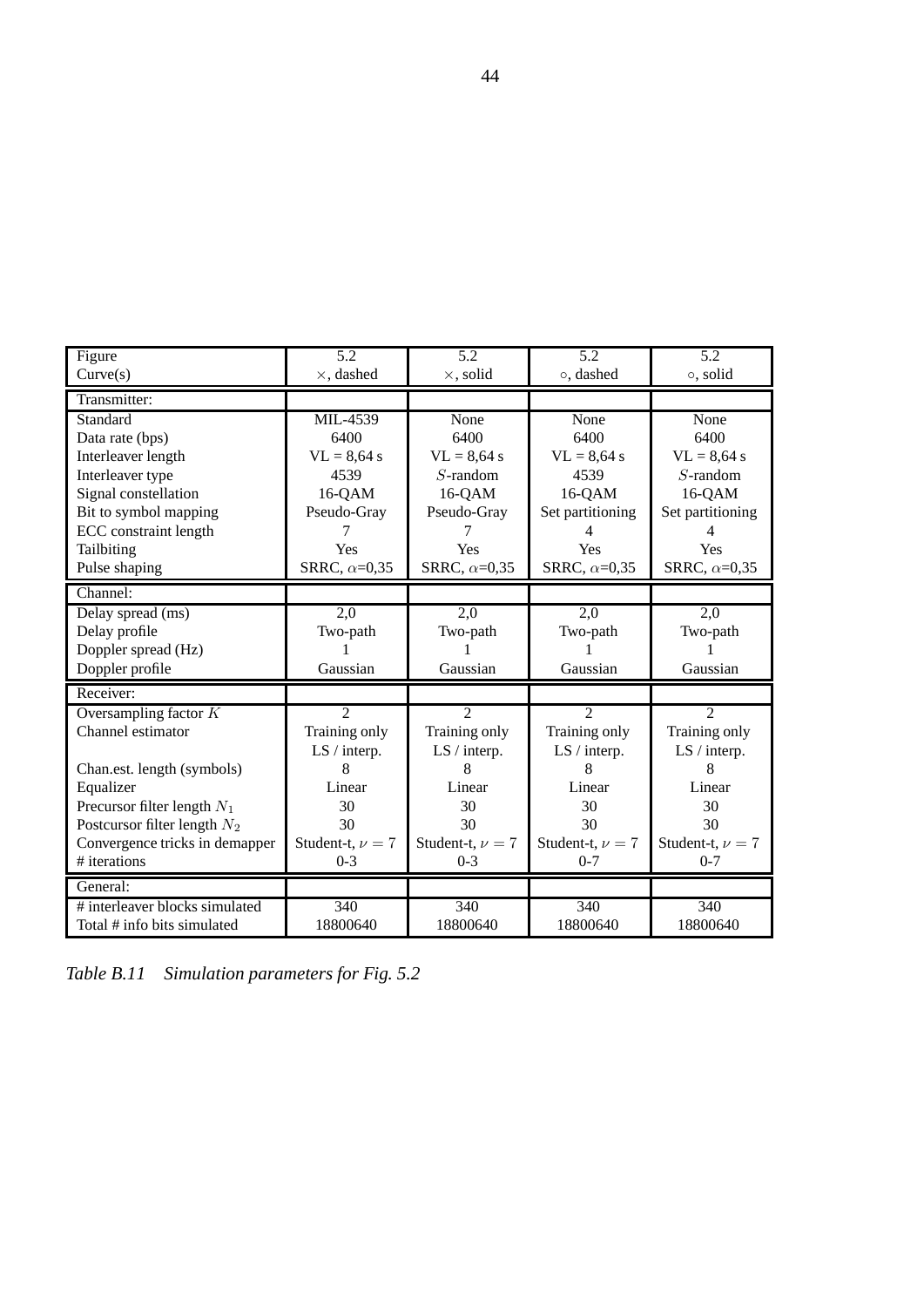| Figure | 5.2 | 5.2 | 5.2 | 5.2 |
|---|---|---|---|---|
| Curve(s) | $\times$, dashed | $\times$, solid | $\circ$, dashed | $\circ$, solid |
| Transmitter: | | | | |
| Standard | MIL-4539 | None | None | None |
| Data rate (bps) | 6400 | 6400 | 6400 | 6400 |
| Interleaver length | VL = 8,64 s | VL = 8,64 s | VL = 8,64 s | VL = 8,64 s |
| Interleaver type | 4539 | $S$-random | 4539 | $S$-random |
| Signal constellation | 16-QAM | 16-QAM | 16-QAM | 16-QAM |
| Bit to symbol mapping | Pseudo-Gray | Pseudo-Gray | Set partitioning | Set partitioning |
| ECC constraint length | 7 | 7 | 4 | 4 |
| Tailbiting | Yes | Yes | Yes | Yes |
| Pulse shaping | SRRC, $\alpha$=0,35 | SRRC, $\alpha$=0,35 | SRRC, $\alpha$=0,35 | SRRC, $\alpha$=0,35 |
| Channel: | | | | |
| Delay spread (ms) | 2,0 | 2,0 | 2,0 | 2,0 |
| Delay profile | Two-path | Two-path | Two-path | Two-path |
| Doppler spread (Hz) | 1 | 1 | 1 | 1 |
| Doppler profile | Gaussian | Gaussian | Gaussian | Gaussian |
| Receiver: | | | | |
| Oversampling factor $K$ | 2 | 2 | 2 | 2 |
| Channel estimator | Training only LS / interp. | Training only LS / interp. | Training only LS / interp. | Training only LS / interp. |
| Chan.est. length (symbols) | 8 | 8 | 8 | 8 |
| Equalizer | Linear | Linear | Linear | Linear |
| Precursor filter length $N_1$ | 30 | 30 | 30 | 30 |
| Postcursor filter length $N_2$ | 30 | 30 | 30 | 30 |
| Convergence tricks in demapper | Student-t, $\nu = 7$ | Student-t, $\nu = 7$ | Student-t, $\nu = 7$ | Student-t, $\nu = 7$ |
| # iterations | 0-3 | 0-3 | 0-7 | 0-7 |
| General: | | | | |
| # interleaver blocks simulated | 340 | 340 | 340 | 340 |
| Total # info bits simulated | 18800640 | 18800640 | 18800640 | 18800640 |

*Table B.11 Simulation parameters for Fig. 5.2*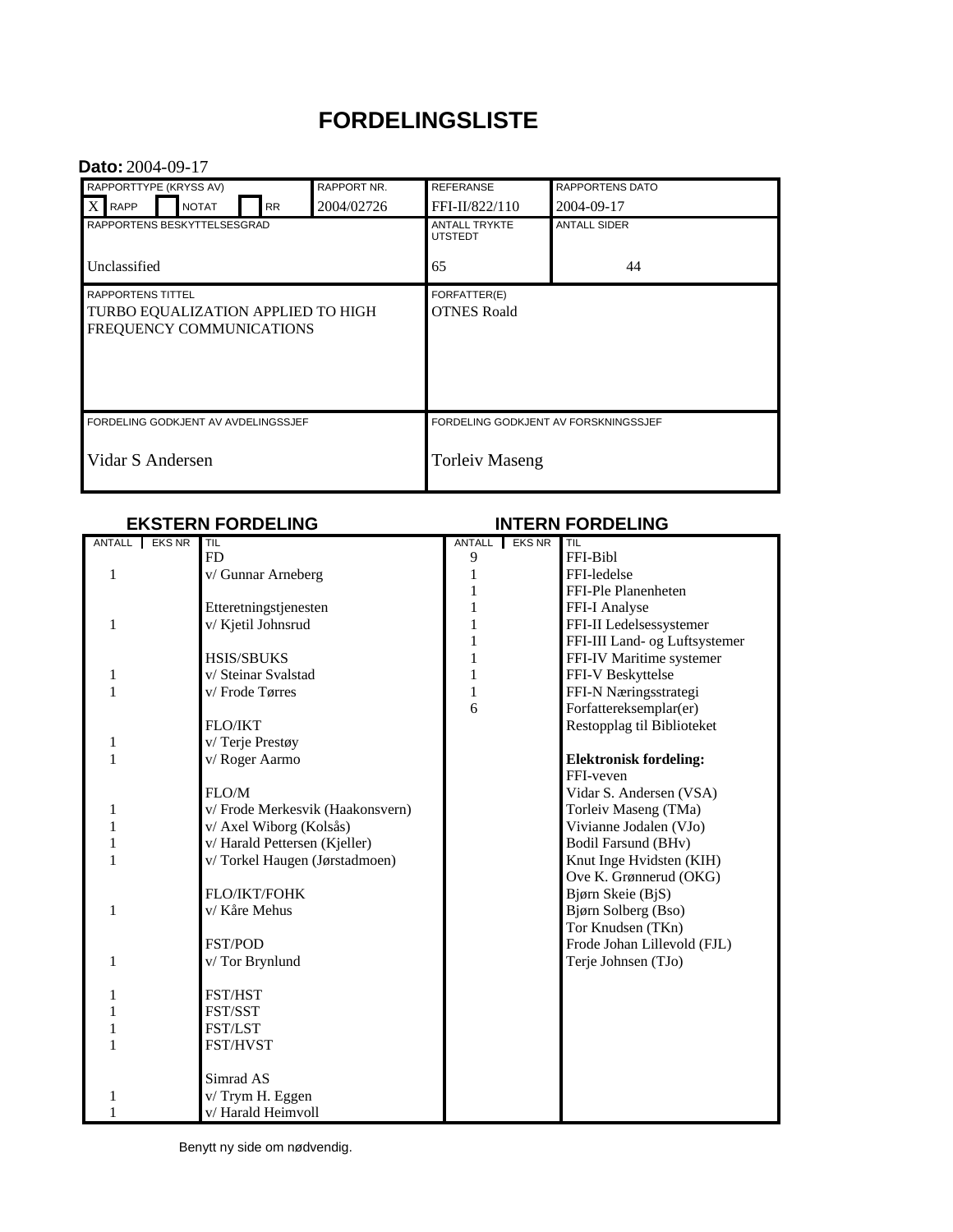# FORDELINGSLISTE

**Dato:** 2004-09-17

| RAPPORTTYPE (KRYSS AV) | RAPPORT NR. | REFERANSE | RAPPORTENS DATO |
|---|---|---|---|
| X RAPP ☐ NOTAT ☐ RR | 2004/02726 | FFI-II/822/110 | 2004-09-17 |
| RAPPORTENS BESKYTTELSESGRAD | | ANTALL TRYKTE UTSTEDT | ANTALL SIDER |
| Unclassified | | 65 | 44 |
| RAPPORTENS TITTEL | | FORFATTER(E) | |
| TURBO EQUALIZATION APPLIED TO HIGH FREQUENCY COMMUNICATIONS | | OTNES Roald | |
| FORDELING GODKJENT AV AVDELINGSSJEF | | FORDELING GODKJENT AV FORSKNINGSSJEF | |
| Vidar S Andersen | | Torleiv Maseng | |

## EKSTERN FORDELING

| ANTALL | EKS NR | TIL |
|---|---|---|
| | | FD |
| 1 | | v/ Gunnar Arneberg |
| | | |
| | | Etteretningstjenesten |
| 1 | | v/ Kjetil Johnsrud |
| | | |
| | | HSIS/SBUKS |
| 1 | | v/ Steinar Svalstad |
| 1 | | v/ Frode Tørres |
| | | |
| | | FLO/IKT |
| 1 | | v/ Terje Prestøy |
| 1 | | v/ Roger Aarmo |
| | | |
| | | FLO/M |
| 1 | | v/ Frode Merkesvik (Haakonsvern) |
| 1 | | v/ Axel Wiborg (Kolsås) |
| 1 | | v/ Harald Pettersen (Kjeller) |
| 1 | | v/ Torkel Haugen (Jørstadmoen) |
| | | |
| | | FLO/IKT/FOHK |
| 1 | | v/ Kåre Mehus |
| | | |
| | | FST/POD |
| 1 | | v/ Tor Brynlund |
| | | |
| 1 | | FST/HST |
| 1 | | FST/SST |
| 1 | | FST/LST |
| 1 | | FST/HVST |
| | | |
| | | Simrad AS |
| 1 | | v/ Trym H. Eggen |
| 1 | | v/ Harald Heimvoll |

## INTERN FORDELING

| ANTALL | EKS NR | TIL |
|---|---|---|
| 9 | | FFI-Bibl |
| 1 | | FFI-ledelse |
| 1 | | FFI-Ple Planenheten |
| 1 | | FFI-I Analyse |
| 1 | | FFI-II Ledelsessystemer |
| 1 | | FFI-III Land- og Luftsystemer |
| 1 | | FFI-IV Maritime systemer |
| 1 | | FFI-V Beskyttelse |
| 1 | | FFI-N Næringsstrategi |
| 6 | | Forfattereksemplar(er) |
| | | Restopplag til Biblioteket |
| | | |
| | | **Elektronisk fordeling:** |
| | | FFI-veven |
| | | Vidar S. Andersen (VSA) |
| | | Torleiv Maseng (TMa) |
| | | Vivianne Jodalen (VJo) |
| | | Bodil Farsund (BHv) |
| | | Knut Inge Hvidsten (KIH) |
| | | Ove K. Grønnerud (OKG) |
| | | Bjørn Skeie (BjS) |
| | | Bjørn Solberg (Bso) |
| | | Tor Knudsen (TKn) |
| | | Frode Johan Lillevold (FJL) |
| | | Terje Johnsen (TJo) |

Benytt ny side om nødvendig.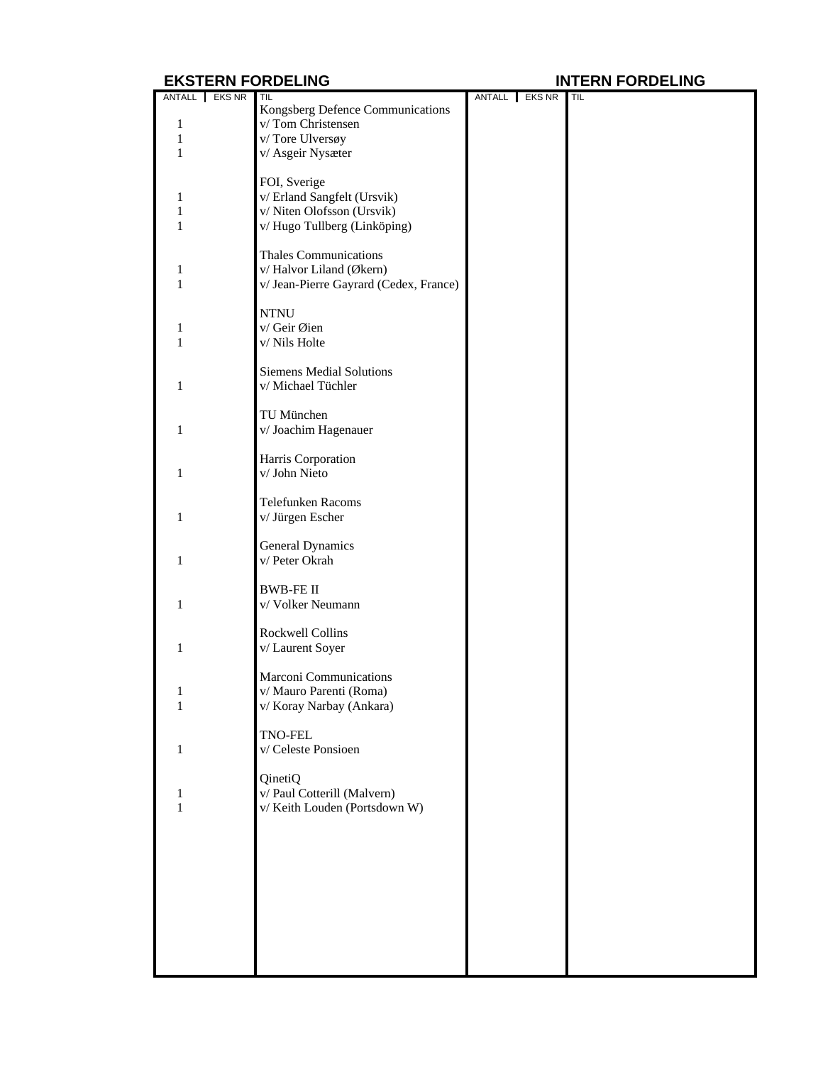| EKSTERN FORDELING | | | INTERN FORDELING | | |
|---|---|---|---|---|---|
| ANTALL | EKS NR | TIL | ANTALL | EKS NR | TIL |
| | | Kongsberg Defence Communications | | | |
| 1 | | v/ Tom Christensen | | | |
| 1 | | v/ Tore Ulversøy | | | |
| 1 | | v/ Asgeir Nysæter | | | |
| | | | | | |
| | | FOI, Sverige | | | |
| 1 | | v/ Erland Sangfelt (Ursvik) | | | |
| 1 | | v/ Niten Olofsson (Ursvik) | | | |
| 1 | | v/ Hugo Tullberg (Linköping) | | | |
| | | | | | |
| | | Thales Communications | | | |
| 1 | | v/ Halvor Liland (Økern) | | | |
| 1 | | v/ Jean-Pierre Gayrard (Cedex, France) | | | |
| | | | | | |
| | | NTNU | | | |
| 1 | | v/ Geir Øien | | | |
| 1 | | v/ Nils Holte | | | |
| | | | | | |
| | | Siemens Medial Solutions | | | |
| 1 | | v/ Michael Tüchler | | | |
| | | | | | |
| | | TU München | | | |
| 1 | | v/ Joachim Hagenauer | | | |
| | | | | | |
| | | Harris Corporation | | | |
| 1 | | v/ John Nieto | | | |
| | | | | | |
| | | Telefunken Racoms | | | |
| 1 | | v/ Jürgen Escher | | | |
| | | | | | |
| | | General Dynamics | | | |
| 1 | | v/ Peter Okrah | | | |
| | | | | | |
| | | BWB-FE II | | | |
| 1 | | v/ Volker Neumann | | | |
| | | | | | |
| | | Rockwell Collins | | | |
| 1 | | v/ Laurent Soyer | | | |
| | | | | | |
| | | Marconi Communications | | | |
| 1 | | v/ Mauro Parenti (Roma) | | | |
| 1 | | v/ Koray Narbay (Ankara) | | | |
| | | | | | |
| | | TNO-FEL | | | |
| 1 | | v/ Celeste Ponsioen | | | |
| | | | | | |
| | | QinetiQ | | | |
| 1 | | v/ Paul Cotterill (Malvern) | | | |
| 1 | | v/ Keith Louden (Portsdown W) | | | |